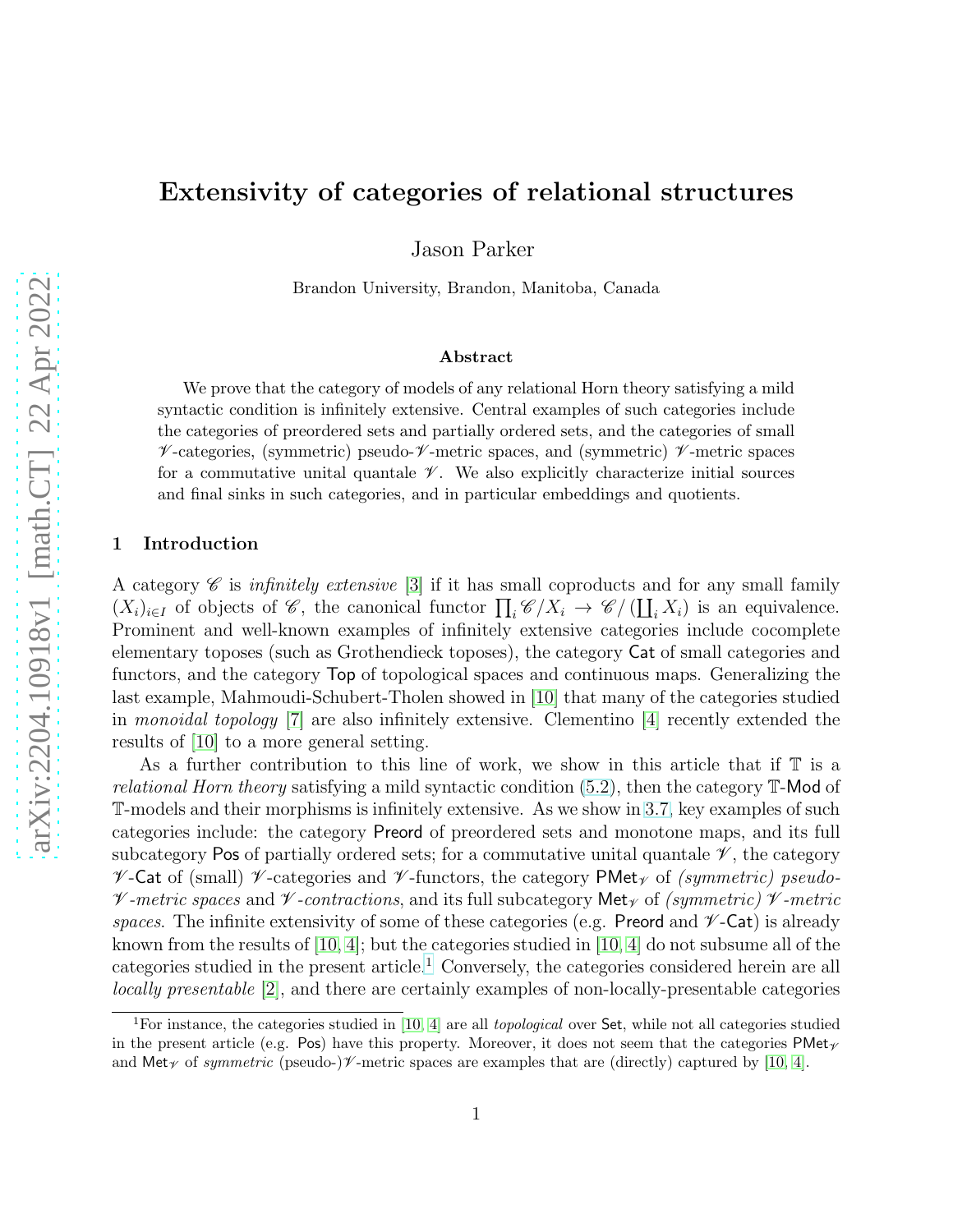# Extensivity of categories of relational structures

Jason Parker

Brandon University, Brandon, Manitoba, Canada

**Abstract**

We prove that the category of models of any relational Horn theory satisfying a mild syntactic condition is infinitely extensive. Central examples of such categories include the categories of preordered sets and partially ordered sets, and the categories of small $\mathscr{V}$-categories, (symmetric) pseudo-$\mathscr{V}$-metric spaces, and (symmetric) $\mathscr{V}$-metric spaces for a commutative unital quantale $\mathscr{V}$. We also explicitly characterize initial sources and final sinks in such categories, and in particular embeddings and quotients.

## 1 Introduction

A category $\mathscr{C}$ is *infinitely extensive* [3] if it has small coproducts and for any small family $(X_i)_{i \in I}$ of objects of $\mathscr{C}$, the canonical functor $\prod_i \mathscr{C}/X_i \to \mathscr{C}/\left(\coprod_i X_i\right)$ is an equivalence. Prominent and well-known examples of infinitely extensive categories include cocomplete elementary toposes (such as Grothendieck toposes), the category $\mathsf{Cat}$ of small categories and functors, and the category $\mathsf{Top}$ of topological spaces and continuous maps. Generalizing the last example, Mahmoudi-Schubert-Tholen showed in [10] that many of the categories studied in *monoidal topology* [7] are also infinitely extensive. Clementino [4] recently extended the results of [10] to a more general setting.

As a further contribution to this line of work, we show in this article that if $\mathbb{T}$ is a *relational Horn theory* satisfying a mild syntactic condition (5.2), then the category $\mathbb{T}\text{-}\mathsf{Mod}$ of $\mathbb{T}$-models and their morphisms is infinitely extensive. As we show in 3.7, key examples of such categories include: the category $\mathsf{Preord}$ of preordered sets and monotone maps, and its full subcategory $\mathsf{Pos}$ of partially ordered sets; for a commutative unital quantale $\mathscr{V}$, the category $\mathscr{V}\text{-}\mathsf{Cat}$ of (small) $\mathscr{V}$-categories and $\mathscr{V}$-functors, the category $\mathsf{PMet}_{\mathscr{V}}$ of *(symmetric) pseudo-$\mathscr{V}$-metric spaces* and *$\mathscr{V}$-contractions*, and its full subcategory $\mathsf{Met}_{\mathscr{V}}$ of *(symmetric) $\mathscr{V}$-metric spaces.* The infinite extensivity of some of these categories (e.g. $\mathsf{Preord}$ and $\mathscr{V}\text{-}\mathsf{Cat}$) is already known from the results of [10, 4]; but the categories studied in [10, 4] do not subsume all of the categories studied in the present article.[1] Conversely, the categories considered herein are all *locally presentable* [2], and there are certainly examples of non-locally-presentable categories

[1] For instance, the categories studied in [10, 4] are all *topological* over $\mathsf{Set}$, while not all categories studied in the present article (e.g. $\mathsf{Pos}$) have this property. Moreover, it does not seem that the categories $\mathsf{PMet}_{\mathscr{V}}$ and $\mathsf{Met}_{\mathscr{V}}$ of *symmetric* (pseudo-)$\mathscr{V}$-metric spaces are examples that are (directly) captured by [10, 4].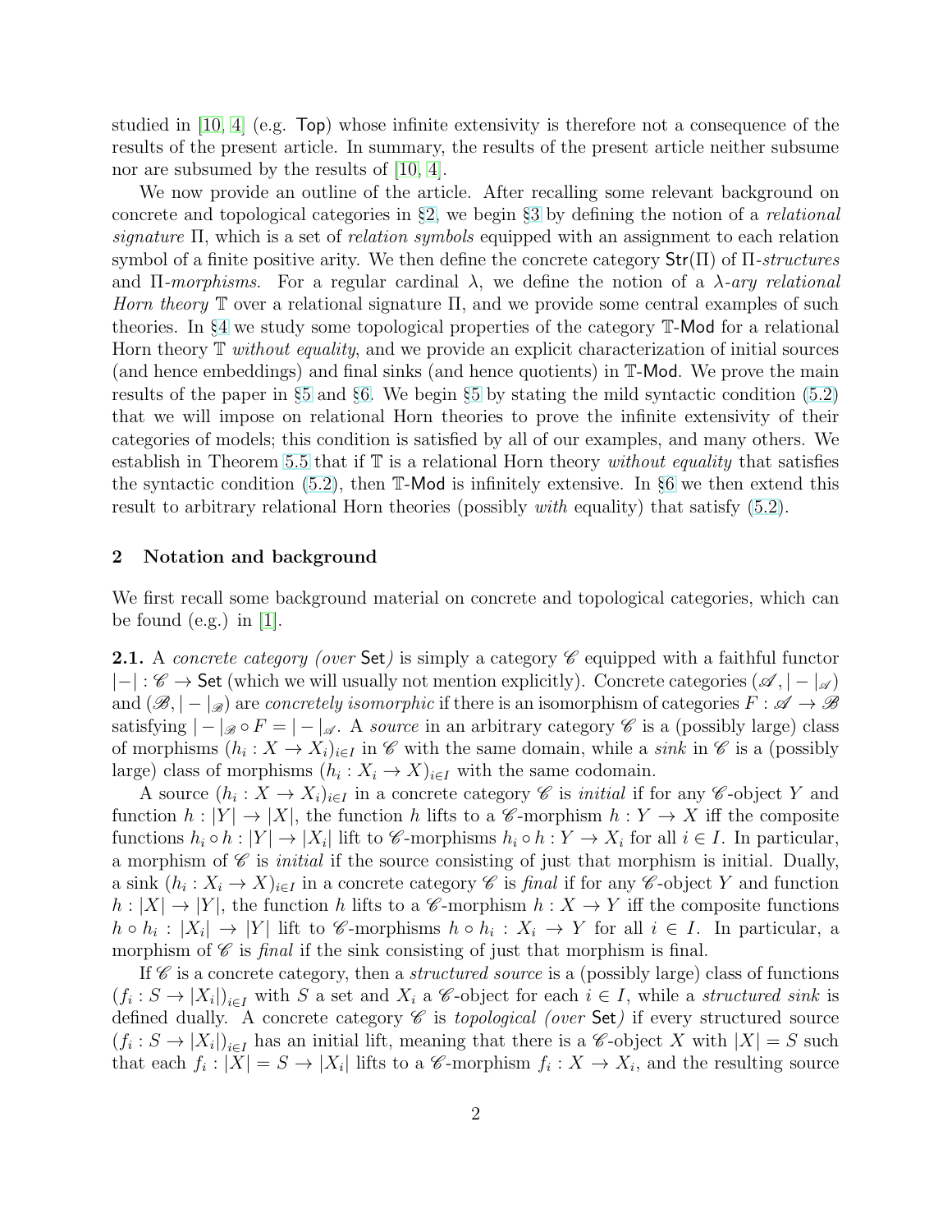studied in [10, 4] (e.g. Top) whose infinite extensivity is therefore not a consequence of the results of the present article. In summary, the results of the present article neither subsume nor are subsumed by the results of [10, 4].

We now provide an outline of the article. After recalling some relevant background on concrete and topological categories in §2, we begin §3 by defining the notion of a *relational signature* $\Pi$, which is a set of *relation symbols* equipped with an assignment to each relation symbol of a finite positive arity. We then define the concrete category $\mathsf{Str}(\Pi)$ of $\Pi$-*structures* and $\Pi$-*morphisms*. For a regular cardinal $\lambda$, we define the notion of a $\lambda$-*ary relational Horn theory* $\mathbb{T}$ over a relational signature $\Pi$, and we provide some central examples of such theories. In §4 we study some topological properties of the category $\mathbb{T}\text{-}\mathsf{Mod}$ for a relational Horn theory $\mathbb{T}$ *without equality*, and we provide an explicit characterization of initial sources (and hence embeddings) and final sinks (and hence quotients) in $\mathbb{T}\text{-}\mathsf{Mod}$. We prove the main results of the paper in §5 and §6. We begin §5 by stating the mild syntactic condition (5.2) that we will impose on relational Horn theories to prove the infinite extensivity of their categories of models; this condition is satisfied by all of our examples, and many others. We establish in Theorem 5.5 that if $\mathbb{T}$ is a relational Horn theory *without equality* that satisfies the syntactic condition (5.2), then $\mathbb{T}\text{-}\mathsf{Mod}$ is infinitely extensive. In §6 we then extend this result to arbitrary relational Horn theories (possibly *with* equality) that satisfy (5.2).

## 2 Notation and background

We first recall some background material on concrete and topological categories, which can be found (e.g.) in [1].

**2.1.** A *concrete category (over* Set*)* is simply a category $\mathscr{C}$ equipped with a faithful functor $|-| : \mathscr{C} \to \mathsf{Set}$ (which we will usually not mention explicitly). Concrete categories $(\mathscr{A}, |-|_{\mathscr{A}})$ and $(\mathscr{B}, |-|_{\mathscr{B}})$ are *concretely isomorphic* if there is an isomorphism of categories $F : \mathscr{A} \to \mathscr{B}$ satisfying $|-|_{\mathscr{B}} \circ F = |-|_{\mathscr{A}}$. A *source* in an arbitrary category $\mathscr{C}$ is a (possibly large) class of morphisms $(h_i : X \to X_i)_{i \in I}$ in $\mathscr{C}$ with the same domain, while a *sink* in $\mathscr{C}$ is a (possibly large) class of morphisms $(h_i : X_i \to X)_{i \in I}$ with the same codomain.

A source $(h_i : X \to X_i)_{i \in I}$ in a concrete category $\mathscr{C}$ is *initial* if for any $\mathscr{C}$-object $Y$ and function $h : |Y| \to |X|$, the function $h$ lifts to a $\mathscr{C}$-morphism $h : Y \to X$ iff the composite functions $h_i \circ h : |Y| \to |X_i|$ lift to $\mathscr{C}$-morphisms $h_i \circ h : Y \to X_i$ for all $i \in I$. In particular, a morphism of $\mathscr{C}$ is *initial* if the source consisting of just that morphism is initial. Dually, a sink $(h_i : X_i \to X)_{i \in I}$ in a concrete category $\mathscr{C}$ is *final* if for any $\mathscr{C}$-object $Y$ and function $h : |X| \to |Y|$, the function $h$ lifts to a $\mathscr{C}$-morphism $h : X \to Y$ iff the composite functions $h \circ h_i : |X_i| \to |Y|$ lift to $\mathscr{C}$-morphisms $h \circ h_i : X_i \to Y$ for all $i \in I$. In particular, a morphism of $\mathscr{C}$ is *final* if the sink consisting of just that morphism is final.

If $\mathscr{C}$ is a concrete category, then a *structured source* is a (possibly large) class of functions $(f_i : S \to |X_i|)_{i \in I}$ with $S$ a set and $X_i$ a $\mathscr{C}$-object for each $i \in I$, while a *structured sink* is defined dually. A concrete category $\mathscr{C}$ is *topological (over* Set*)* if every structured source $(f_i : S \to |X_i|)_{i \in I}$ has an initial lift, meaning that there is a $\mathscr{C}$-object $X$ with $|X| = S$ such that each $f_i : |X| = S \to |X_i|$ lifts to a $\mathscr{C}$-morphism $f_i : X \to X_i$, and the resulting source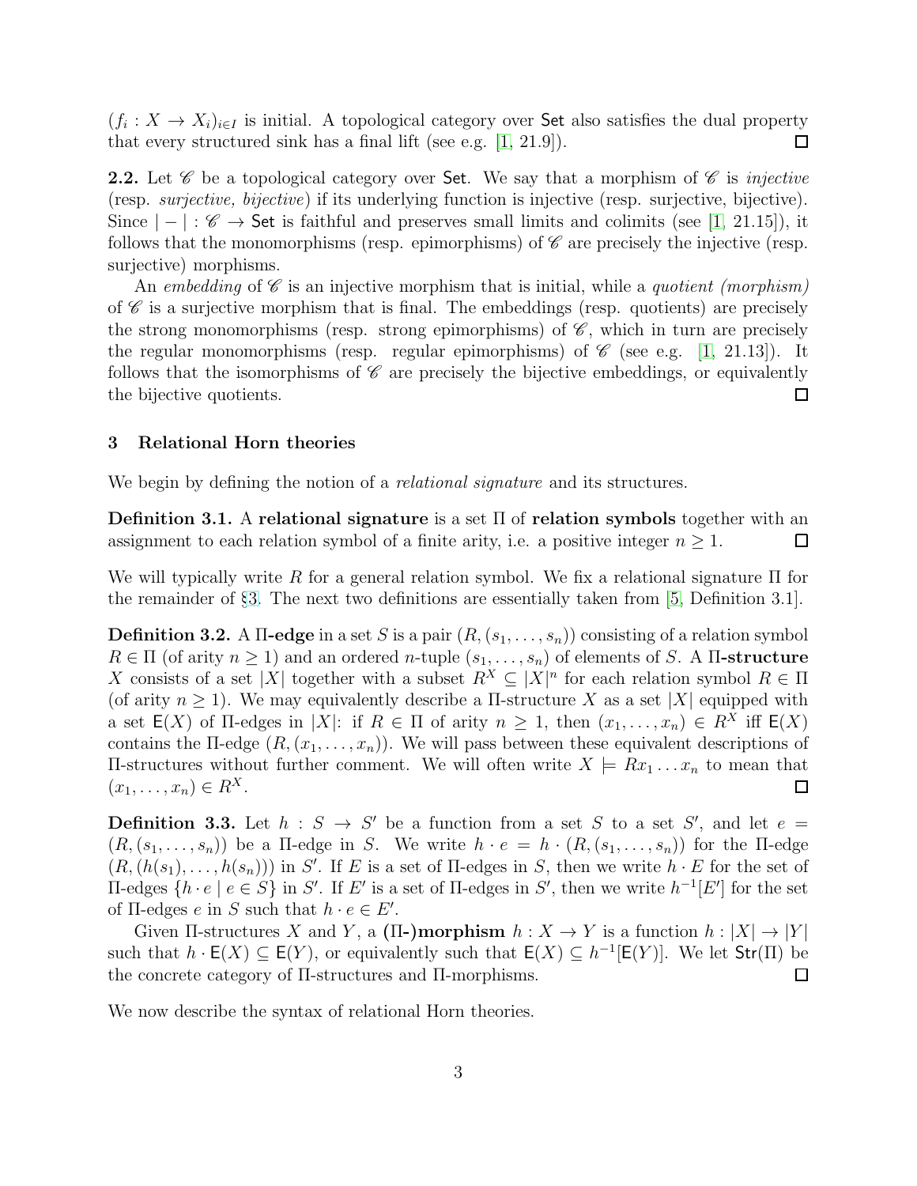$(f_i : X \to X_i)_{i \in I}$ is initial. A topological category over $\mathsf{Set}$ also satisfies the dual property that every structured sink has a final lift (see e.g. [1, 21.9]). ☐

**2.2.** Let $\mathscr{C}$ be a topological category over $\mathsf{Set}$. We say that a morphism of $\mathscr{C}$ is *injective* (resp. *surjective, bijective*) if its underlying function is injective (resp. surjective, bijective). Since $|-| : \mathscr{C} \to \mathsf{Set}$ is faithful and preserves small limits and colimits (see [1, 21.15]), it follows that the monomorphisms (resp. epimorphisms) of $\mathscr{C}$ are precisely the injective (resp. surjective) morphisms.

An *embedding* of $\mathscr{C}$ is an injective morphism that is initial, while a *quotient (morphism)* of $\mathscr{C}$ is a surjective morphism that is final. The embeddings (resp. quotients) are precisely the strong monomorphisms (resp. strong epimorphisms) of $\mathscr{C}$, which in turn are precisely the regular monomorphisms (resp. regular epimorphisms) of $\mathscr{C}$ (see e.g. [1, 21.13]). It follows that the isomorphisms of $\mathscr{C}$ are precisely the bijective embeddings, or equivalently the bijective quotients. ☐

## 3 Relational Horn theories

We begin by defining the notion of a *relational signature* and its structures.

**Definition 3.1.** A **relational signature** is a set $\Pi$ of **relation symbols** together with an assignment to each relation symbol of a finite arity, i.e. a positive integer $n \geq 1$. ☐

We will typically write $R$ for a general relation symbol. We fix a relational signature $\Pi$ for the remainder of §3. The next two definitions are essentially taken from [5, Definition 3.1].

**Definition 3.2.** A **$\Pi$-edge** in a set $S$ is a pair $(R, (s_1, \ldots, s_n))$ consisting of a relation symbol $R \in \Pi$ (of arity $n \geq 1$) and an ordered $n$-tuple $(s_1, \ldots, s_n)$ of elements of $S$. A **$\Pi$-structure** $X$ consists of a set $|X|$ together with a subset $R^X \subseteq |X|^n$ for each relation symbol $R \in \Pi$ (of arity $n \geq 1$). We may equivalently describe a $\Pi$-structure $X$ as a set $|X|$ equipped with a set $\mathsf{E}(X)$ of $\Pi$-edges in $|X|$: if $R \in \Pi$ of arity $n \geq 1$, then $(x_1, \ldots, x_n) \in R^X$ iff $\mathsf{E}(X)$ contains the $\Pi$-edge $(R, (x_1, \ldots, x_n))$. We will pass between these equivalent descriptions of $\Pi$-structures without further comment. We will often write $X \models Rx_1 \ldots x_n$ to mean that $(x_1, \ldots, x_n) \in R^X$. ☐

**Definition 3.3.** Let $h : S \to S'$ be a function from a set $S$ to a set $S'$, and let $e = (R, (s_1, \ldots, s_n))$ be a $\Pi$-edge in $S$. We write $h \cdot e = h \cdot (R, (s_1, \ldots, s_n))$ for the $\Pi$-edge $(R, (h(s_1), \ldots, h(s_n)))$ in $S'$. If $E$ is a set of $\Pi$-edges in $S$, then we write $h \cdot E$ for the set of $\Pi$-edges $\{h \cdot e \mid e \in S\}$ in $S'$. If $E'$ is a set of $\Pi$-edges in $S'$, then we write $h^{-1}[E']$ for the set of $\Pi$-edges $e$ in $S$ such that $h \cdot e \in E'$.

Given $\Pi$-structures $X$ and $Y$, a **($\Pi$-)morphism** $h : X \to Y$ is a function $h : |X| \to |Y|$ such that $h \cdot \mathsf{E}(X) \subseteq \mathsf{E}(Y)$, or equivalently such that $\mathsf{E}(X) \subseteq h^{-1}[\mathsf{E}(Y)]$. We let $\mathsf{Str}(\Pi)$ be the concrete category of $\Pi$-structures and $\Pi$-morphisms. ☐

We now describe the syntax of relational Horn theories.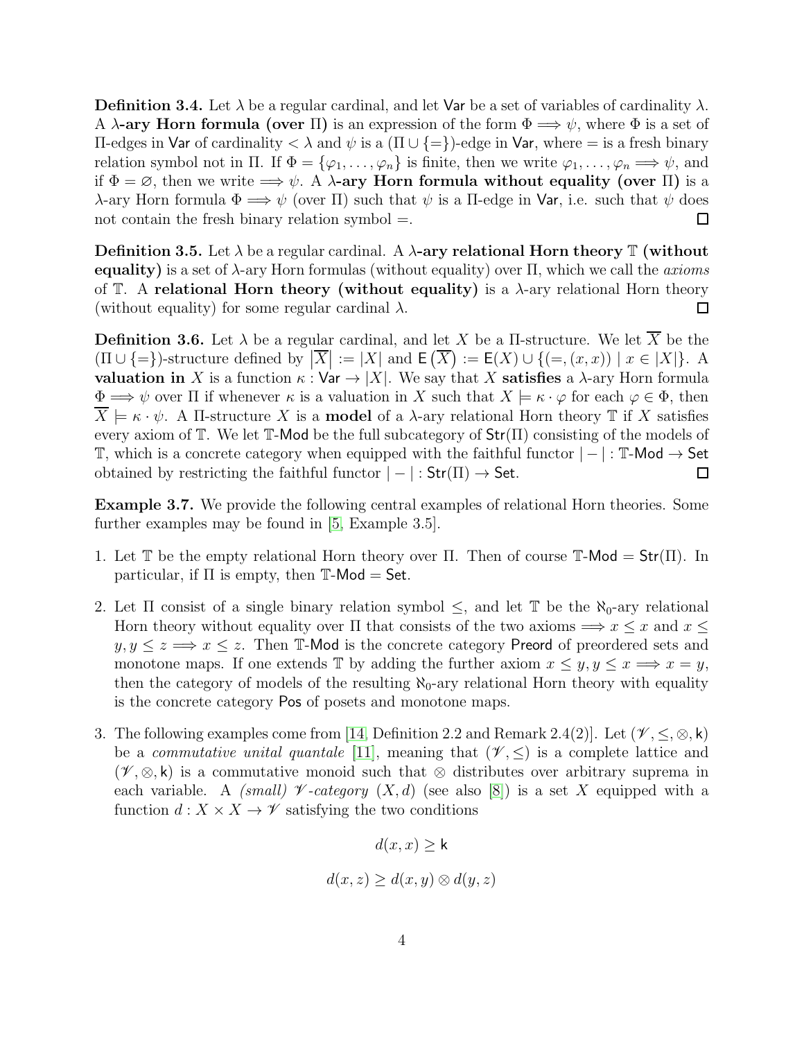**Definition 3.4.** Let $\lambda$ be a regular cardinal, and let $\mathsf{Var}$ be a set of variables of cardinality $\lambda$. A **$\lambda$-ary Horn formula (over $\Pi$)** is an expression of the form $\Phi \Longrightarrow \psi$, where $\Phi$ is a set of $\Pi$-edges in $\mathsf{Var}$ of cardinality $< \lambda$ and $\psi$ is a $(\Pi \cup \{=\})$-edge in $\mathsf{Var}$, where $=$ is a fresh binary relation symbol not in $\Pi$. If $\Phi = \{\varphi_1, \ldots, \varphi_n\}$ is finite, then we write $\varphi_1, \ldots, \varphi_n \Longrightarrow \psi$, and if $\Phi = \varnothing$, then we write $\Longrightarrow \psi$. A **$\lambda$-ary Horn formula without equality (over $\Pi$)** is a $\lambda$-ary Horn formula $\Phi \Longrightarrow \psi$ (over $\Pi$) such that $\psi$ is a $\Pi$-edge in $\mathsf{Var}$, i.e. such that $\psi$ does not contain the fresh binary relation symbol $=$. □

**Definition 3.5.** Let $\lambda$ be a regular cardinal. A **$\lambda$-ary relational Horn theory $\mathbb{T}$ (without equality)** is a set of $\lambda$-ary Horn formulas (without equality) over $\Pi$, which we call the *axioms* of $\mathbb{T}$. A **relational Horn theory (without equality)** is a $\lambda$-ary relational Horn theory (without equality) for some regular cardinal $\lambda$. □

**Definition 3.6.** Let $\lambda$ be a regular cardinal, and let $X$ be a $\Pi$-structure. We let $\overline{X}$ be the $(\Pi \cup \{=\})$-structure defined by $\left|\overline{X}\right| := |X|$ and $\mathsf{E}\left(\overline{X}\right) := \mathsf{E}(X) \cup \{(=, (x, x)) \mid x \in |X|\}$. A **valuation in** $X$ is a function $\kappa : \mathsf{Var} \to |X|$. We say that $X$ **satisfies** a $\lambda$-ary Horn formula $\Phi \Longrightarrow \psi$ over $\Pi$ if whenever $\kappa$ is a valuation in $X$ such that $X \models \kappa \cdot \varphi$ for each $\varphi \in \Phi$, then $\overline{X} \models \kappa \cdot \psi$. A $\Pi$-structure $X$ is a **model** of a $\lambda$-ary relational Horn theory $\mathbb{T}$ if $X$ satisfies every axiom of $\mathbb{T}$. We let $\mathbb{T}\text{-}\mathsf{Mod}$ be the full subcategory of $\mathsf{Str}(\Pi)$ consisting of the models of $\mathbb{T}$, which is a concrete category when equipped with the faithful functor $|-| : \mathbb{T}\text{-}\mathsf{Mod} \to \mathsf{Set}$ obtained by restricting the faithful functor $|-| : \mathsf{Str}(\Pi) \to \mathsf{Set}$. □

**Example 3.7.** We provide the following central examples of relational Horn theories. Some further examples may be found in [5, Example 3.5].

1. Let $\mathbb{T}$ be the empty relational Horn theory over $\Pi$. Then of course $\mathbb{T}\text{-}\mathsf{Mod} = \mathsf{Str}(\Pi)$. In particular, if $\Pi$ is empty, then $\mathbb{T}\text{-}\mathsf{Mod} = \mathsf{Set}$.

2. Let $\Pi$ consist of a single binary relation symbol $\leq$, and let $\mathbb{T}$ be the $\aleph_0$-ary relational Horn theory without equality over $\Pi$ that consists of the two axioms $\Longrightarrow x \leq x$ and $x \leq y, y \leq z \Longrightarrow x \leq z$. Then $\mathbb{T}\text{-}\mathsf{Mod}$ is the concrete category $\mathsf{Preord}$ of preordered sets and monotone maps. If one extends $\mathbb{T}$ by adding the further axiom $x \leq y, y \leq x \Longrightarrow x = y$, then the category of models of the resulting $\aleph_0$-ary relational Horn theory with equality is the concrete category $\mathsf{Pos}$ of posets and monotone maps.

3. The following examples come from [14, Definition 2.2 and Remark 2.4(2)]. Let $(\mathscr{V}, \leq, \otimes, \mathsf{k})$ be a *commutative unital quantale* [11], meaning that $(\mathscr{V}, \leq)$ is a complete lattice and $(\mathscr{V}, \otimes, \mathsf{k})$ is a commutative monoid such that $\otimes$ distributes over arbitrary suprema in each variable. A *(small) $\mathscr{V}$-category* $(X, d)$ (see also [8]) is a set $X$ equipped with a function $d : X \times X \to \mathscr{V}$ satisfying the two conditions

$$d(x, x) \geq \mathsf{k}$$

$$d(x, z) \geq d(x, y) \otimes d(y, z)$$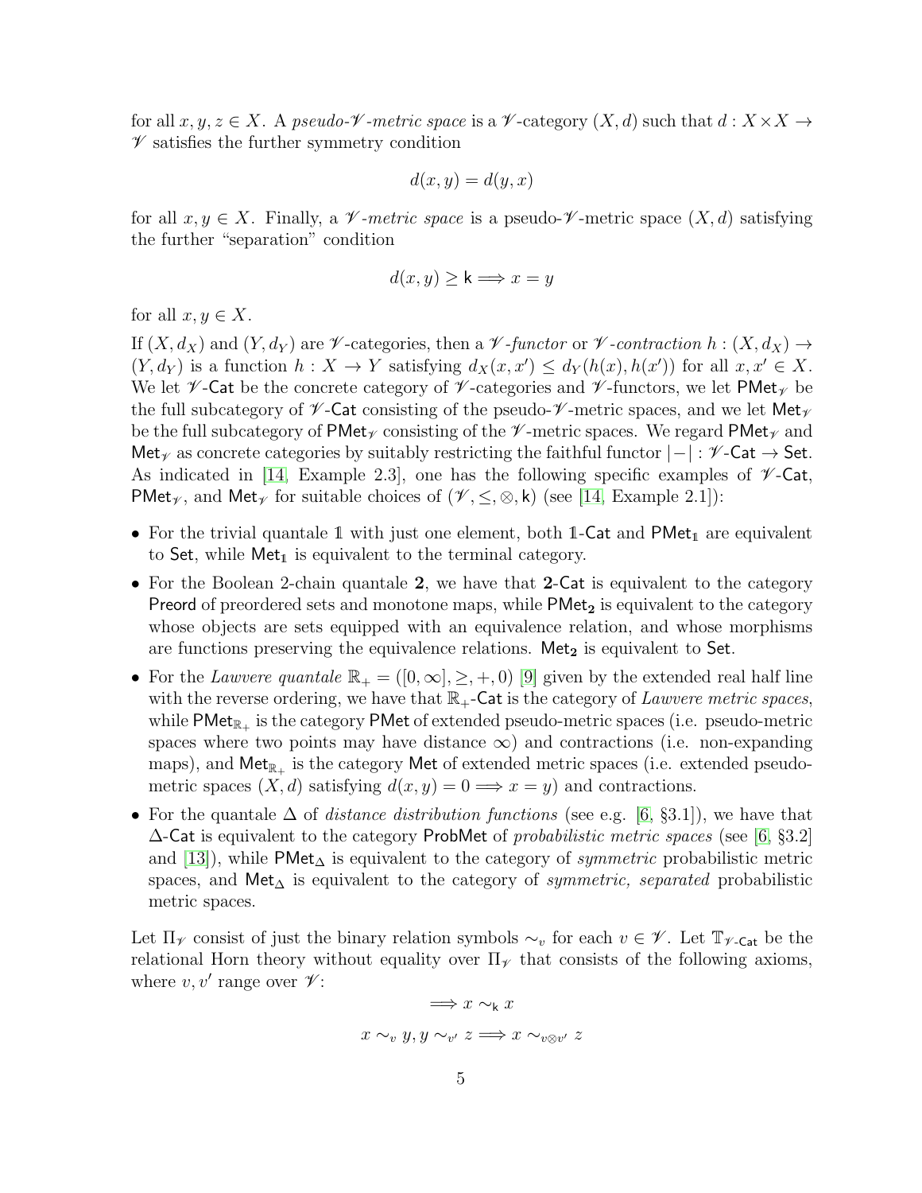for all $x, y, z \in X$. A *pseudo-$\mathscr{V}$-metric space* is a $\mathscr{V}$-category $(X, d)$ such that $d : X \times X \to \mathscr{V}$ satisfies the further symmetry condition

$$d(x, y) = d(y, x)$$

for all $x, y \in X$. Finally, a *$\mathscr{V}$-metric space* is a pseudo-$\mathscr{V}$-metric space $(X, d)$ satisfying the further "separation" condition

$$d(x, y) \geq \mathsf{k} \Longrightarrow x = y$$

for all $x, y \in X$.

If $(X, d_X)$ and $(Y, d_Y)$ are $\mathscr{V}$-categories, then a *$\mathscr{V}$-functor* or *$\mathscr{V}$-contraction* $h : (X, d_X) \to (Y, d_Y)$ is a function $h : X \to Y$ satisfying $d_X(x, x') \leq d_Y(h(x), h(x'))$ for all $x, x' \in X$. We let $\mathscr{V}\text{-}\mathsf{Cat}$ be the concrete category of $\mathscr{V}$-categories and $\mathscr{V}$-functors, we let $\mathsf{PMet}_{\mathscr{V}}$ be the full subcategory of $\mathscr{V}\text{-}\mathsf{Cat}$ consisting of the pseudo-$\mathscr{V}$-metric spaces, and we let $\mathsf{Met}_{\mathscr{V}}$ be the full subcategory of $\mathsf{PMet}_{\mathscr{V}}$ consisting of the $\mathscr{V}$-metric spaces. We regard $\mathsf{PMet}_{\mathscr{V}}$ and $\mathsf{Met}_{\mathscr{V}}$ as concrete categories by suitably restricting the faithful functor $|-| : \mathscr{V}\text{-}\mathsf{Cat} \to \mathsf{Set}$. As indicated in [14, Example 2.3], one has the following specific examples of $\mathscr{V}\text{-}\mathsf{Cat}$, $\mathsf{PMet}_{\mathscr{V}}$, and $\mathsf{Met}_{\mathscr{V}}$ for suitable choices of $(\mathscr{V}, \leq, \otimes, \mathsf{k})$ (see [14, Example 2.1]):

- For the trivial quantale $\mathbb{1}$ with just one element, both $\mathbb{1}\text{-}\mathsf{Cat}$ and $\mathsf{PMet}_{\mathbb{1}}$ are equivalent to $\mathsf{Set}$, while $\mathsf{Met}_{\mathbb{1}}$ is equivalent to the terminal category.
- For the Boolean 2-chain quantale $\mathbf{2}$, we have that $\mathbf{2}\text{-}\mathsf{Cat}$ is equivalent to the category $\mathsf{Preord}$ of preordered sets and monotone maps, while $\mathsf{PMet}_{\mathbf{2}}$ is equivalent to the category whose objects are sets equipped with an equivalence relation, and whose morphisms are functions preserving the equivalence relations. $\mathsf{Met}_{\mathbf{2}}$ is equivalent to $\mathsf{Set}$.
- For the *Lawvere quantale* $\mathbb{R}_+ = ([0, \infty], \geq, +, 0)$ [9] given by the extended real half line with the reverse ordering, we have that $\mathbb{R}_+\text{-}\mathsf{Cat}$ is the category of *Lawvere metric spaces*, while $\mathsf{PMet}_{\mathbb{R}_+}$ is the category $\mathsf{PMet}$ of extended pseudo-metric spaces (i.e. pseudo-metric spaces where two points may have distance $\infty$) and contractions (i.e. non-expanding maps), and $\mathsf{Met}_{\mathbb{R}_+}$ is the category $\mathsf{Met}$ of extended metric spaces (i.e. extended pseudo-metric spaces $(X, d)$ satisfying $d(x, y) = 0 \Longrightarrow x = y$) and contractions.
- For the quantale $\Delta$ of *distance distribution functions* (see e.g. [6, §3.1]), we have that $\Delta\text{-}\mathsf{Cat}$ is equivalent to the category $\mathsf{ProbMet}$ of *probabilistic metric spaces* (see [6, §3.2] and [13]), while $\mathsf{PMet}_{\Delta}$ is equivalent to the category of *symmetric* probabilistic metric spaces, and $\mathsf{Met}_{\Delta}$ is equivalent to the category of *symmetric, separated* probabilistic metric spaces.

Let $\Pi_{\mathscr{V}}$ consist of just the binary relation symbols $\sim_v$ for each $v \in \mathscr{V}$. Let $\mathbb{T}_{\mathscr{V}\text{-}\mathsf{Cat}}$ be the relational Horn theory without equality over $\Pi_{\mathscr{V}}$ that consists of the following axioms, where $v, v'$ range over $\mathscr{V}$:

$$\Longrightarrow x \sim_{\mathsf{k}} x$$

$$x \sim_v y, y \sim_{v'} z \Longrightarrow x \sim_{v \otimes v'} z$$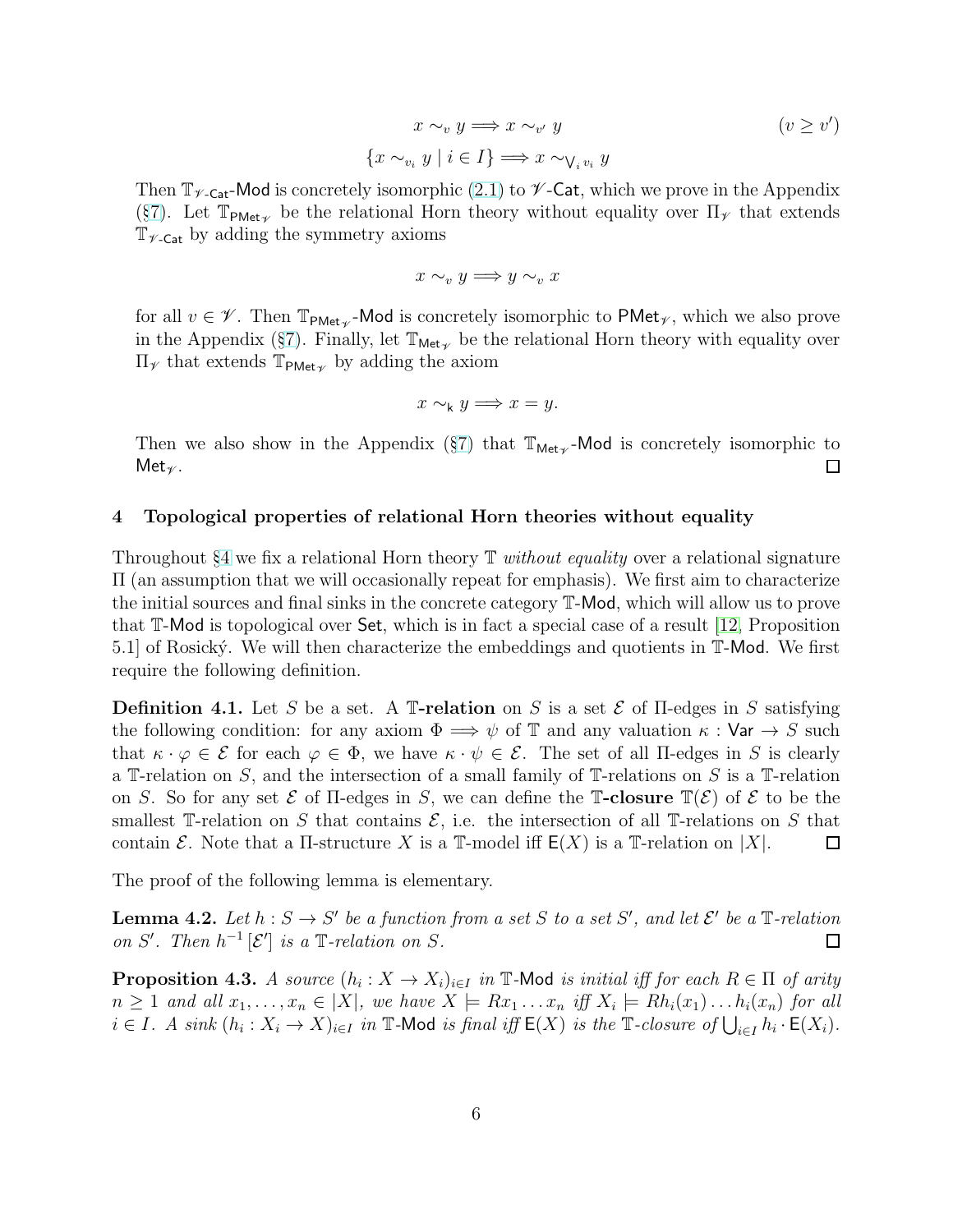$$x \sim_v y \Longrightarrow x \sim_{v'} y \qquad (v \geq v')$$

$$\{x \sim_{v_i} y \mid i \in I\} \Longrightarrow x \sim_{\bigvee_i v_i} y$$

Then $\mathbb{T}_{\mathscr{V}\text{-}\mathsf{Cat}}$-$\mathsf{Mod}$ is concretely isomorphic (2.1) to $\mathscr{V}$-$\mathsf{Cat}$, which we prove in the Appendix (§7). Let $\mathbb{T}_{\mathsf{PMet}_\mathscr{V}}$ be the relational Horn theory without equality over $\Pi_\mathscr{V}$ that extends $\mathbb{T}_{\mathscr{V}\text{-}\mathsf{Cat}}$ by adding the symmetry axioms

$$x \sim_v y \Longrightarrow y \sim_v x$$

for all $v \in \mathscr{V}$. Then $\mathbb{T}_{\mathsf{PMet}_\mathscr{V}}$-$\mathsf{Mod}$ is concretely isomorphic to $\mathsf{PMet}_\mathscr{V}$, which we also prove in the Appendix (§7). Finally, let $\mathbb{T}_{\mathsf{Met}_\mathscr{V}}$ be the relational Horn theory with equality over $\Pi_\mathscr{V}$ that extends $\mathbb{T}_{\mathsf{PMet}_\mathscr{V}}$ by adding the axiom

$$x \sim_{\mathsf{k}} y \Longrightarrow x = y.$$

Then we also show in the Appendix (§7) that $\mathbb{T}_{\mathsf{Met}_\mathscr{V}}$-$\mathsf{Mod}$ is concretely isomorphic to $\mathsf{Met}_\mathscr{V}$. $\square$

## 4 Topological properties of relational Horn theories without equality

Throughout §4 we fix a relational Horn theory $\mathbb{T}$ *without equality* over a relational signature $\Pi$ (an assumption that we will occasionally repeat for emphasis). We first aim to characterize the initial sources and final sinks in the concrete category $\mathbb{T}$-$\mathsf{Mod}$, which will allow us to prove that $\mathbb{T}$-$\mathsf{Mod}$ is topological over $\mathsf{Set}$, which is in fact a special case of a result [12, Proposition 5.1] of Rosický. We will then characterize the embeddings and quotients in $\mathbb{T}$-$\mathsf{Mod}$. We first require the following definition.

**Definition 4.1.** Let $S$ be a set. A **$\mathbb{T}$-relation** on $S$ is a set $\mathcal{E}$ of $\Pi$-edges in $S$ satisfying the following condition: for any axiom $\Phi \Longrightarrow \psi$ of $\mathbb{T}$ and any valuation $\kappa : \mathsf{Var} \to S$ such that $\kappa \cdot \varphi \in \mathcal{E}$ for each $\varphi \in \Phi$, we have $\kappa \cdot \psi \in \mathcal{E}$. The set of all $\Pi$-edges in $S$ is clearly a $\mathbb{T}$-relation on $S$, and the intersection of a small family of $\mathbb{T}$-relations on $S$ is a $\mathbb{T}$-relation on $S$. So for any set $\mathcal{E}$ of $\Pi$-edges in $S$, we can define the **$\mathbb{T}$-closure** $\mathbb{T}(\mathcal{E})$ of $\mathcal{E}$ to be the smallest $\mathbb{T}$-relation on $S$ that contains $\mathcal{E}$, i.e. the intersection of all $\mathbb{T}$-relations on $S$ that contain $\mathcal{E}$. Note that a $\Pi$-structure $X$ is a $\mathbb{T}$-model iff $\mathsf{E}(X)$ is a $\mathbb{T}$-relation on $|X|$. $\square$

The proof of the following lemma is elementary.

**Lemma 4.2.** *Let $h : S \to S'$ be a function from a set $S$ to a set $S'$, and let $\mathcal{E}'$ be a $\mathbb{T}$-relation on $S'$. Then $h^{-1}[\mathcal{E}']$ is a $\mathbb{T}$-relation on $S$.* $\square$

**Proposition 4.3.** *A source $(h_i : X \to X_i)_{i \in I}$ in $\mathbb{T}$-$\mathsf{Mod}$ is initial iff for each $R \in \Pi$ of arity $n \geq 1$ and all $x_1, \ldots, x_n \in |X|$, we have $X \models Rx_1 \ldots x_n$ iff $X_i \models Rh_i(x_1) \ldots h_i(x_n)$ for all $i \in I$. A sink $(h_i : X_i \to X)_{i \in I}$ in $\mathbb{T}$-$\mathsf{Mod}$ is final iff $\mathsf{E}(X)$ is the $\mathbb{T}$-closure of $\bigcup_{i \in I} h_i \cdot \mathsf{E}(X_i)$.*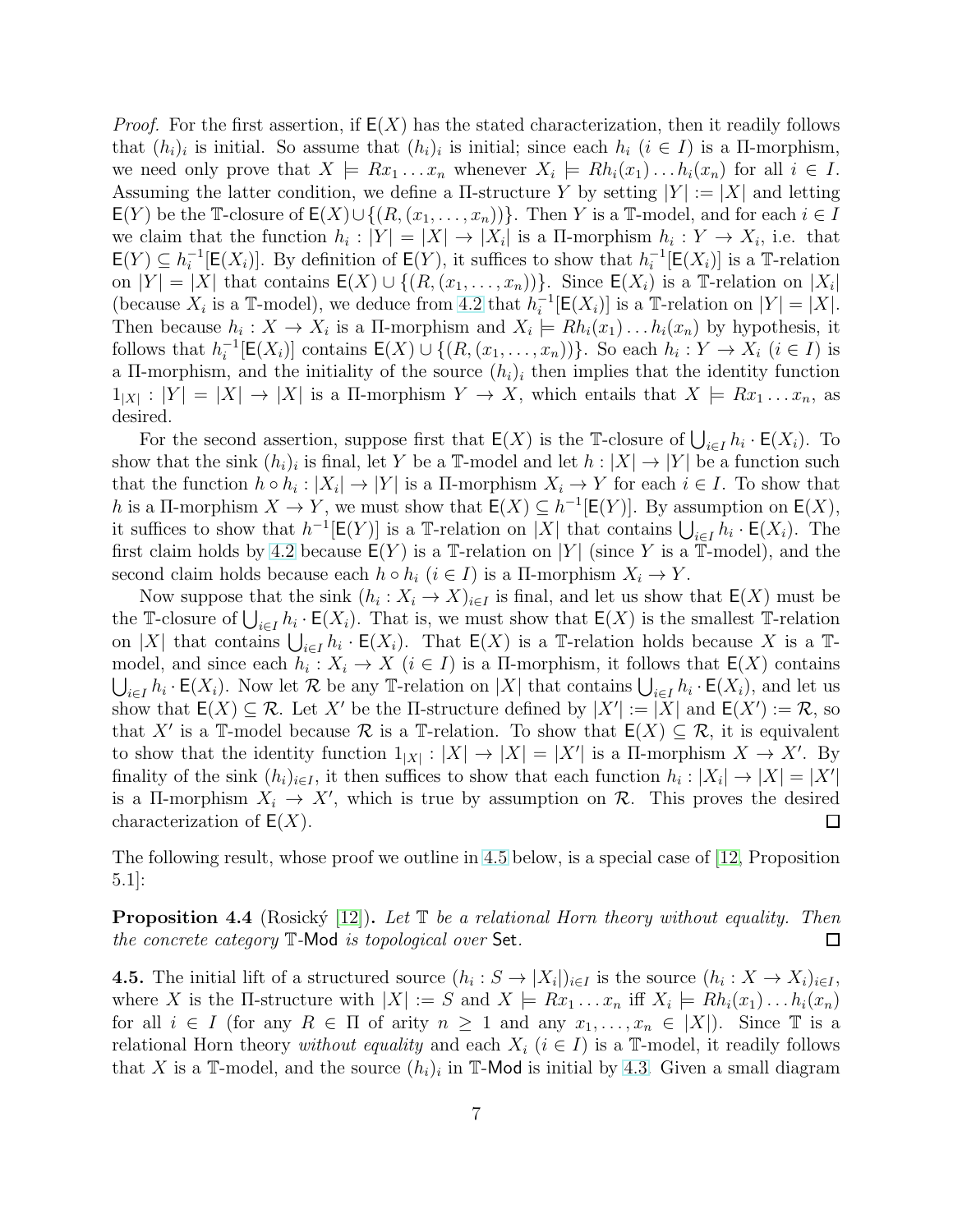*Proof.* For the first assertion, if $\mathsf{E}(X)$ has the stated characterization, then it readily follows that $(h_i)_i$ is initial. So assume that $(h_i)_i$ is initial; since each $h_i$ ($i \in I$) is a $\Pi$-morphism, we need only prove that $X \models Rx_1 \ldots x_n$ whenever $X_i \models Rh_i(x_1) \ldots h_i(x_n)$ for all $i \in I$. Assuming the latter condition, we define a $\Pi$-structure $Y$ by setting $|Y| := |X|$ and letting $\mathsf{E}(Y)$ be the $\mathbb{T}$-closure of $\mathsf{E}(X) \cup \{(R, (x_1, \ldots, x_n))\}$. Then $Y$ is a $\mathbb{T}$-model, and for each $i \in I$ we claim that the function $h_i : |Y| = |X| \to |X_i|$ is a $\Pi$-morphism $h_i : Y \to X_i$, i.e. that $\mathsf{E}(Y) \subseteq h_i^{-1}[\mathsf{E}(X_i)]$. By definition of $\mathsf{E}(Y)$, it suffices to show that $h_i^{-1}[\mathsf{E}(X_i)]$ is a $\mathbb{T}$-relation on $|Y| = |X|$ that contains $\mathsf{E}(X) \cup \{(R, (x_1, \ldots, x_n))\}$. Since $\mathsf{E}(X_i)$ is a $\mathbb{T}$-relation on $|X_i|$ (because $X_i$ is a $\mathbb{T}$-model), we deduce from 4.2 that $h_i^{-1}[\mathsf{E}(X_i)]$ is a $\mathbb{T}$-relation on $|Y| = |X|$. Then because $h_i : X \to X_i$ is a $\Pi$-morphism and $X_i \models Rh_i(x_1) \ldots h_i(x_n)$ by hypothesis, it follows that $h_i^{-1}[\mathsf{E}(X_i)]$ contains $\mathsf{E}(X) \cup \{(R, (x_1, \ldots, x_n))\}$. So each $h_i : Y \to X_i$ ($i \in I$) is a $\Pi$-morphism, and the initiality of the source $(h_i)_i$ then implies that the identity function $1_{|X|} : |Y| = |X| \to |X|$ is a $\Pi$-morphism $Y \to X$, which entails that $X \models Rx_1 \ldots x_n$, as desired.

For the second assertion, suppose first that $\mathsf{E}(X)$ is the $\mathbb{T}$-closure of $\bigcup_{i \in I} h_i \cdot \mathsf{E}(X_i)$. To show that the sink $(h_i)_i$ is final, let $Y$ be a $\mathbb{T}$-model and let $h : |X| \to |Y|$ be a function such that the function $h \circ h_i : |X_i| \to |Y|$ is a $\Pi$-morphism $X_i \to Y$ for each $i \in I$. To show that $h$ is a $\Pi$-morphism $X \to Y$, we must show that $\mathsf{E}(X) \subseteq h^{-1}[\mathsf{E}(Y)]$. By assumption on $\mathsf{E}(X)$, it suffices to show that $h^{-1}[\mathsf{E}(Y)]$ is a $\mathbb{T}$-relation on $|X|$ that contains $\bigcup_{i \in I} h_i \cdot \mathsf{E}(X_i)$. The first claim holds by 4.2 because $\mathsf{E}(Y)$ is a $\mathbb{T}$-relation on $|Y|$ (since $Y$ is a $\mathbb{T}$-model), and the second claim holds because each $h \circ h_i$ ($i \in I$) is a $\Pi$-morphism $X_i \to Y$.

Now suppose that the sink $(h_i : X_i \to X)_{i \in I}$ is final, and let us show that $\mathsf{E}(X)$ must be the $\mathbb{T}$-closure of $\bigcup_{i \in I} h_i \cdot \mathsf{E}(X_i)$. That is, we must show that $\mathsf{E}(X)$ is the smallest $\mathbb{T}$-relation on $|X|$ that contains $\bigcup_{i \in I} h_i \cdot \mathsf{E}(X_i)$. That $\mathsf{E}(X)$ is a $\mathbb{T}$-relation holds because $X$ is a $\mathbb{T}$-model, and since each $h_i : X_i \to X$ ($i \in I$) is a $\Pi$-morphism, it follows that $\mathsf{E}(X)$ contains $\bigcup_{i \in I} h_i \cdot \mathsf{E}(X_i)$. Now let $\mathcal{R}$ be any $\mathbb{T}$-relation on $|X|$ that contains $\bigcup_{i \in I} h_i \cdot \mathsf{E}(X_i)$, and let us show that $\mathsf{E}(X) \subseteq \mathcal{R}$. Let $X'$ be the $\Pi$-structure defined by $|X'| := |X|$ and $\mathsf{E}(X') := \mathcal{R}$, so that $X'$ is a $\mathbb{T}$-model because $\mathcal{R}$ is a $\mathbb{T}$-relation. To show that $\mathsf{E}(X) \subseteq \mathcal{R}$, it is equivalent to show that the identity function $1_{|X|} : |X| \to |X| = |X'|$ is a $\Pi$-morphism $X \to X'$. By finality of the sink $(h_i)_{i \in I}$, it then suffices to show that each function $h_i : |X_i| \to |X| = |X'|$ is a $\Pi$-morphism $X_i \to X'$, which is true by assumption on $\mathcal{R}$. This proves the desired characterization of $\mathsf{E}(X)$. ☐

The following result, whose proof we outline in 4.5 below, is a special case of [12, Proposition 5.1]:

**Proposition 4.4** (Rosický [12])**.** *Let $\mathbb{T}$ be a relational Horn theory without equality. Then the concrete category $\mathbb{T}$-$\mathsf{Mod}$ is topological over $\mathsf{Set}$.* ☐

**4.5.** The initial lift of a structured source $(h_i : S \to |X_i|)_{i \in I}$ is the source $(h_i : X \to X_i)_{i \in I}$, where $X$ is the $\Pi$-structure with $|X| := S$ and $X \models Rx_1 \ldots x_n$ iff $X_i \models Rh_i(x_1) \ldots h_i(x_n)$ for all $i \in I$ (for any $R \in \Pi$ of arity $n \geq 1$ and any $x_1, \ldots, x_n \in |X|$). Since $\mathbb{T}$ is a relational Horn theory *without equality* and each $X_i$ ($i \in I$) is a $\mathbb{T}$-model, it readily follows that $X$ is a $\mathbb{T}$-model, and the source $(h_i)_i$ in $\mathbb{T}$-$\mathsf{Mod}$ is initial by 4.3. Given a small diagram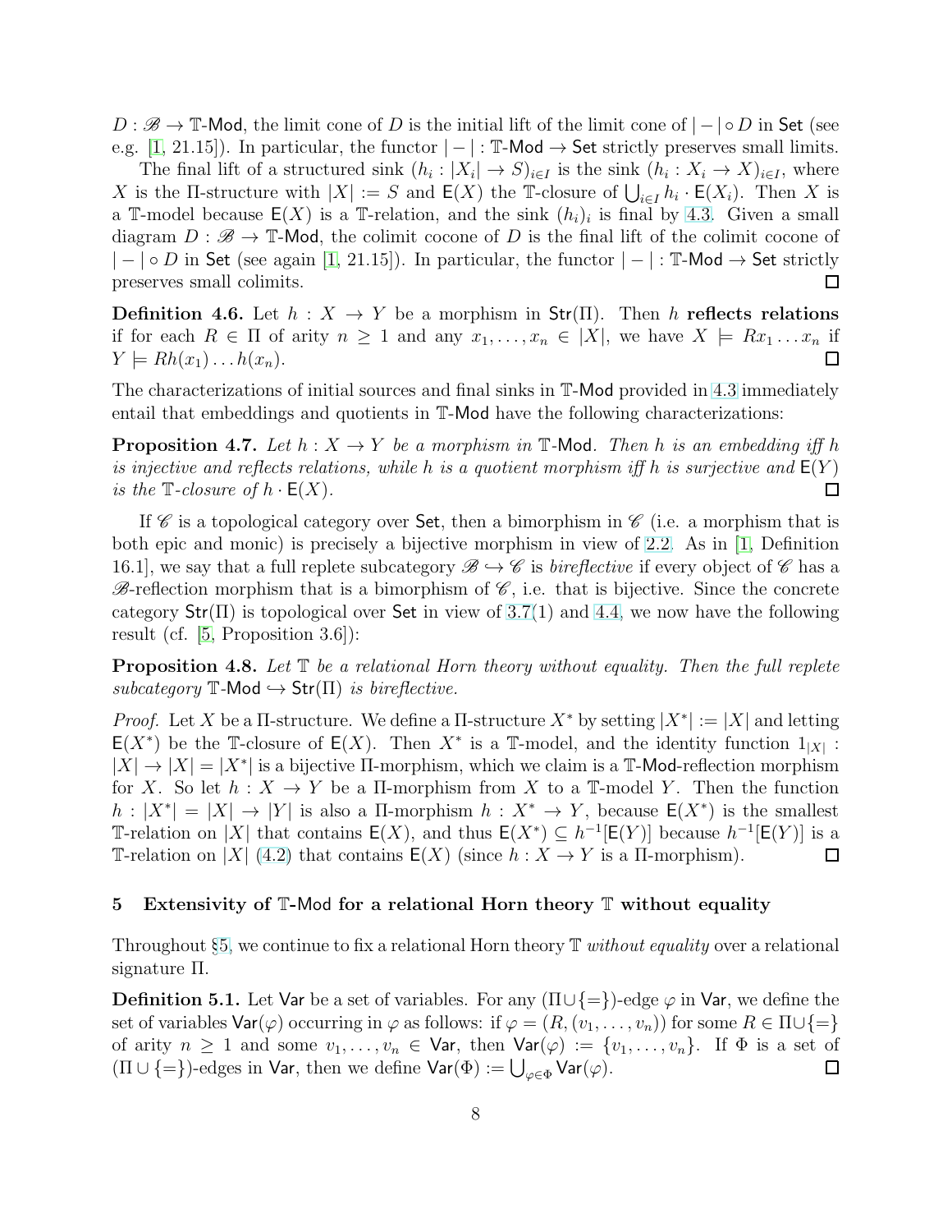$D : \mathscr{B} \to \mathbb{T}\text{-}\mathsf{Mod}$, the limit cone of $D$ is the initial lift of the limit cone of $|-| \circ D$ in $\mathsf{Set}$ (see e.g. [1, 21.15]). In particular, the functor $|-| : \mathbb{T}\text{-}\mathsf{Mod} \to \mathsf{Set}$ strictly preserves small limits.

The final lift of a structured sink $(h_i : |X_i| \to S)_{i \in I}$ is the sink $(h_i : X_i \to X)_{i \in I}$, where $X$ is the $\Pi$-structure with $|X| := S$ and $\mathsf{E}(X)$ the $\mathbb{T}$-closure of $\bigcup_{i \in I} h_i \cdot \mathsf{E}(X_i)$. Then $X$ is a $\mathbb{T}$-model because $\mathsf{E}(X)$ is a $\mathbb{T}$-relation, and the sink $(h_i)_i$ is final by 4.3. Given a small diagram $D : \mathscr{B} \to \mathbb{T}\text{-}\mathsf{Mod}$, the colimit cocone of $D$ is the final lift of the colimit cocone of $|-| \circ D$ in $\mathsf{Set}$ (see again [1, 21.15]). In particular, the functor $|-| : \mathbb{T}\text{-}\mathsf{Mod} \to \mathsf{Set}$ strictly preserves small colimits. $\square$

**Definition 4.6.** Let $h : X \to Y$ be a morphism in $\mathsf{Str}(\Pi)$. Then $h$ **reflects relations** if for each $R \in \Pi$ of arity $n \geq 1$ and any $x_1, \ldots, x_n \in |X|$, we have $X \models Rx_1 \ldots x_n$ if $Y \models Rh(x_1) \ldots h(x_n)$. $\square$

The characterizations of initial sources and final sinks in $\mathbb{T}\text{-}\mathsf{Mod}$ provided in 4.3 immediately entail that embeddings and quotients in $\mathbb{T}\text{-}\mathsf{Mod}$ have the following characterizations:

**Proposition 4.7.** *Let $h : X \to Y$ be a morphism in $\mathbb{T}\text{-}\mathsf{Mod}$. Then $h$ is an embedding iff $h$ is injective and reflects relations, while $h$ is a quotient morphism iff $h$ is surjective and $\mathsf{E}(Y)$ is the $\mathbb{T}$-closure of $h \cdot \mathsf{E}(X)$.* $\square$

If $\mathscr{C}$ is a topological category over $\mathsf{Set}$, then a bimorphism in $\mathscr{C}$ (i.e. a morphism that is both epic and monic) is precisely a bijective morphism in view of 2.2. As in [1, Definition 16.1], we say that a full replete subcategory $\mathscr{B} \hookrightarrow \mathscr{C}$ is *bireflective* if every object of $\mathscr{C}$ has a $\mathscr{B}$-reflection morphism that is a bimorphism of $\mathscr{C}$, i.e. that is bijective. Since the concrete category $\mathsf{Str}(\Pi)$ is topological over $\mathsf{Set}$ in view of 3.7(1) and 4.4, we now have the following result (cf. [5, Proposition 3.6]):

**Proposition 4.8.** *Let $\mathbb{T}$ be a relational Horn theory without equality. Then the full replete subcategory $\mathbb{T}\text{-}\mathsf{Mod} \hookrightarrow \mathsf{Str}(\Pi)$ is bireflective.*

*Proof.* Let $X$ be a $\Pi$-structure. We define a $\Pi$-structure $X^*$ by setting $|X^*| := |X|$ and letting $\mathsf{E}(X^*)$ be the $\mathbb{T}$-closure of $\mathsf{E}(X)$. Then $X^*$ is a $\mathbb{T}$-model, and the identity function $1_{|X|} : |X| \to |X| = |X^*|$ is a bijective $\Pi$-morphism, which we claim is a $\mathbb{T}\text{-}\mathsf{Mod}$-reflection morphism for $X$. So let $h : X \to Y$ be a $\Pi$-morphism from $X$ to a $\mathbb{T}$-model $Y$. Then the function $h : |X^*| = |X| \to |Y|$ is also a $\Pi$-morphism $h : X^* \to Y$, because $\mathsf{E}(X^*)$ is the smallest $\mathbb{T}$-relation on $|X|$ that contains $\mathsf{E}(X)$, and thus $\mathsf{E}(X^*) \subseteq h^{-1}[\mathsf{E}(Y)]$ because $h^{-1}[\mathsf{E}(Y)]$ is a $\mathbb{T}$-relation on $|X|$ (4.2) that contains $\mathsf{E}(X)$ (since $h : X \to Y$ is a $\Pi$-morphism). $\square$

## 5 Extensivity of $\mathbb{T}$-Mod for a relational Horn theory $\mathbb{T}$ without equality

Throughout §5, we continue to fix a relational Horn theory $\mathbb{T}$ *without equality* over a relational signature $\Pi$.

**Definition 5.1.** Let $\mathsf{Var}$ be a set of variables. For any $(\Pi \cup \{=\})$-edge $\varphi$ in $\mathsf{Var}$, we define the set of variables $\mathsf{Var}(\varphi)$ occurring in $\varphi$ as follows: if $\varphi = (R, (v_1, \ldots, v_n))$ for some $R \in \Pi \cup \{=\}$ of arity $n \geq 1$ and some $v_1, \ldots, v_n \in \mathsf{Var}$, then $\mathsf{Var}(\varphi) := \{v_1, \ldots, v_n\}$. If $\Phi$ is a set of $(\Pi \cup \{=\})$-edges in $\mathsf{Var}$, then we define $\mathsf{Var}(\Phi) := \bigcup_{\varphi \in \Phi} \mathsf{Var}(\varphi)$. $\square$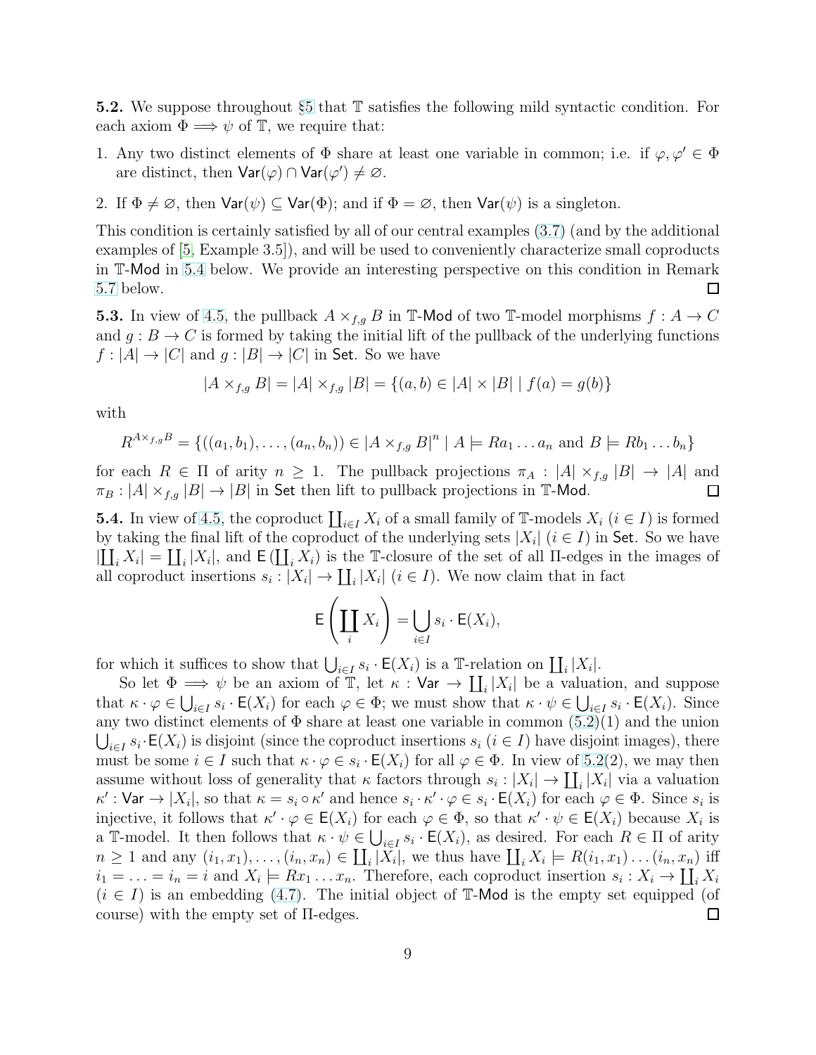**5.2.** We suppose throughout §5 that $\mathbb{T}$ satisfies the following mild syntactic condition. For each axiom $\Phi \Longrightarrow \psi$ of $\mathbb{T}$, we require that:

1. Any two distinct elements of $\Phi$ share at least one variable in common; i.e. if $\varphi, \varphi' \in \Phi$ are distinct, then $\mathsf{Var}(\varphi) \cap \mathsf{Var}(\varphi') \neq \varnothing$.
2. If $\Phi \neq \varnothing$, then $\mathsf{Var}(\psi) \subseteq \mathsf{Var}(\Phi)$; and if $\Phi = \varnothing$, then $\mathsf{Var}(\psi)$ is a singleton.

This condition is certainly satisfied by all of our central examples (3.7) (and by the additional examples of [5, Example 3.5]), and will be used to conveniently characterize small coproducts in $\mathbb{T}$-$\mathsf{Mod}$ in 5.4 below. We provide an interesting perspective on this condition in Remark 5.7 below. □

**5.3.** In view of 4.5, the pullback $A \times_{f,g} B$ in $\mathbb{T}$-$\mathsf{Mod}$ of two $\mathbb{T}$-model morphisms $f : A \to C$ and $g : B \to C$ is formed by taking the initial lift of the pullback of the underlying functions $f : |A| \to |C|$ and $g : |B| \to |C|$ in $\mathsf{Set}$. So we have

$$|A \times_{f,g} B| = |A| \times_{f,g} |B| = \{(a, b) \in |A| \times |B| \mid f(a) = g(b)\}$$

with

$$R^{A\times_{f,g}B} = \{((a_1, b_1), \ldots, (a_n, b_n)) \in |A \times_{f,g} B|^n \mid A \models Ra_1 \ldots a_n \text{ and } B \models Rb_1 \ldots b_n\}$$

for each $R \in \Pi$ of arity $n \geq 1$. The pullback projections $\pi_A : |A| \times_{f,g} |B| \to |A|$ and $\pi_B : |A| \times_{f,g} |B| \to |B|$ in $\mathsf{Set}$ then lift to pullback projections in $\mathbb{T}$-$\mathsf{Mod}$. □

**5.4.** In view of 4.5, the coproduct $\coprod_{i\in I} X_i$ of a small family of $\mathbb{T}$-models $X_i$ $(i \in I)$ is formed by taking the final lift of the coproduct of the underlying sets $|X_i|$ $(i \in I)$ in $\mathsf{Set}$. So we have $|\coprod_i X_i| = \coprod_i |X_i|$, and $\mathsf{E}\left(\coprod_i X_i\right)$ is the $\mathbb{T}$-closure of the set of all $\Pi$-edges in the images of all coproduct insertions $s_i : |X_i| \to \coprod_i |X_i|$ $(i \in I)$. We now claim that in fact

$$\mathsf{E}\left(\coprod_i X_i\right) = \bigcup_{i\in I} s_i \cdot \mathsf{E}(X_i),$$

for which it suffices to show that $\bigcup_{i\in I} s_i \cdot \mathsf{E}(X_i)$ is a $\mathbb{T}$-relation on $\coprod_i |X_i|$.

So let $\Phi \Longrightarrow \psi$ be an axiom of $\mathbb{T}$, let $\kappa : \mathsf{Var} \to \coprod_i |X_i|$ be a valuation, and suppose that $\kappa \cdot \varphi \in \bigcup_{i\in I} s_i \cdot \mathsf{E}(X_i)$ for each $\varphi \in \Phi$; we must show that $\kappa \cdot \psi \in \bigcup_{i\in I} s_i \cdot \mathsf{E}(X_i)$. Since any two distinct elements of $\Phi$ share at least one variable in common (5.2)(1) and the union $\bigcup_{i\in I} s_i \cdot \mathsf{E}(X_i)$ is disjoint (since the coproduct insertions $s_i$ $(i \in I)$ have disjoint images), there must be some $i \in I$ such that $\kappa \cdot \varphi \in s_i \cdot \mathsf{E}(X_i)$ for all $\varphi \in \Phi$. In view of 5.2(2), we may then assume without loss of generality that $\kappa$ factors through $s_i : |X_i| \to \coprod_i |X_i|$ via a valuation $\kappa' : \mathsf{Var} \to |X_i|$, so that $\kappa = s_i \circ \kappa'$ and hence $s_i \cdot \kappa' \cdot \varphi \in s_i \cdot \mathsf{E}(X_i)$ for each $\varphi \in \Phi$. Since $s_i$ is injective, it follows that $\kappa' \cdot \varphi \in \mathsf{E}(X_i)$ for each $\varphi \in \Phi$, so that $\kappa' \cdot \psi \in \mathsf{E}(X_i)$ because $X_i$ is a $\mathbb{T}$-model. It then follows that $\kappa \cdot \psi \in \bigcup_{i\in I} s_i \cdot \mathsf{E}(X_i)$, as desired. For each $R \in \Pi$ of arity $n \geq 1$ and any $(i_1, x_1), \ldots, (i_n, x_n) \in \coprod_i |X_i|$, we thus have $\coprod_i X_i \models R(i_1, x_1) \ldots (i_n, x_n)$ iff $i_1 = \ldots = i_n = i$ and $X_i \models Rx_1 \ldots x_n$. Therefore, each coproduct insertion $s_i : X_i \to \coprod_i X_i$ $(i \in I)$ is an embedding (4.7). The initial object of $\mathbb{T}$-$\mathsf{Mod}$ is the empty set equipped (of course) with the empty set of $\Pi$-edges. □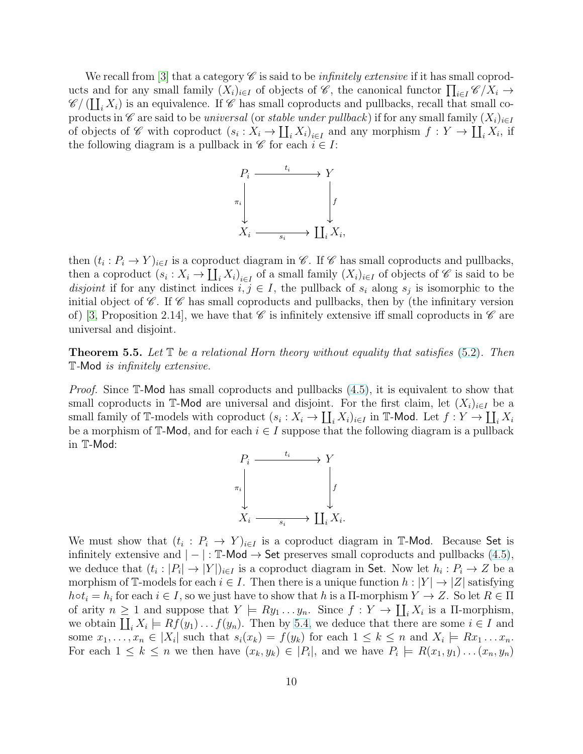We recall from [3] that a category $\mathscr{C}$ is said to be *infinitely extensive* if it has small coproducts and for any small family $(X_i)_{i \in I}$ of objects of $\mathscr{C}$, the canonical functor $\prod_{i \in I} \mathscr{C}/X_i \to \mathscr{C}/\left(\coprod_i X_i\right)$ is an equivalence. If $\mathscr{C}$ has small coproducts and pullbacks, recall that small coproducts in $\mathscr{C}$ are said to be *universal* (or *stable under pullback*) if for any small family $(X_i)_{i \in I}$ of objects of $\mathscr{C}$ with coproduct $\left(s_i : X_i \to \coprod_i X_i\right)_{i \in I}$ and any morphism $f : Y \to \coprod_i X_i$, if the following diagram is a pullback in $\mathscr{C}$ for each $i \in I$:

$$\begin{array}{ccc} P_i & \xrightarrow{t_i} & Y \\ {\scriptstyle \pi_i}\downarrow & & \downarrow{\scriptstyle f} \\ X_i & \xrightarrow[s_i]{} & \coprod_i X_i, \end{array}$$

then $(t_i : P_i \to Y)_{i \in I}$ is a coproduct diagram in $\mathscr{C}$. If $\mathscr{C}$ has small coproducts and pullbacks, then a coproduct $\left(s_i : X_i \to \coprod_i X_i\right)_{i \in I}$ of a small family $(X_i)_{i \in I}$ of objects of $\mathscr{C}$ is said to be *disjoint* if for any distinct indices $i, j \in I$, the pullback of $s_i$ along $s_j$ is isomorphic to the initial object of $\mathscr{C}$. If $\mathscr{C}$ has small coproducts and pullbacks, then by (the infinitary version of) [3, Proposition 2.14], we have that $\mathscr{C}$ is infinitely extensive iff small coproducts in $\mathscr{C}$ are universal and disjoint.

**Theorem 5.5.** *Let $\mathbb{T}$ be a relational Horn theory without equality that satisfies (5.2). Then $\mathbb{T}$-$\mathsf{Mod}$ is infinitely extensive.*

*Proof.* Since $\mathbb{T}$-$\mathsf{Mod}$ has small coproducts and pullbacks (4.5), it is equivalent to show that small coproducts in $\mathbb{T}$-$\mathsf{Mod}$ are universal and disjoint. For the first claim, let $(X_i)_{i \in I}$ be a small family of $\mathbb{T}$-models with coproduct $\left(s_i : X_i \to \coprod_i X_i\right)_{i \in I}$ in $\mathbb{T}$-$\mathsf{Mod}$. Let $f : Y \to \coprod_i X_i$ be a morphism of $\mathbb{T}$-$\mathsf{Mod}$, and for each $i \in I$ suppose that the following diagram is a pullback in $\mathbb{T}$-$\mathsf{Mod}$:

$$\begin{array}{ccc} P_i & \xrightarrow{t_i} & Y \\ {\scriptstyle \pi_i}\downarrow & & \downarrow{\scriptstyle f} \\ X_i & \xrightarrow[s_i]{} & \coprod_i X_i. \end{array}$$

We must show that $(t_i : P_i \to Y)_{i \in I}$ is a coproduct diagram in $\mathbb{T}$-$\mathsf{Mod}$. Because $\mathsf{Set}$ is infinitely extensive and $|-| : \mathbb{T}\text{-}\mathsf{Mod} \to \mathsf{Set}$ preserves small coproducts and pullbacks (4.5), we deduce that $(t_i : |P_i| \to |Y|)_{i \in I}$ is a coproduct diagram in $\mathsf{Set}$. Now let $h_i : P_i \to Z$ be a morphism of $\mathbb{T}$-models for each $i \in I$. Then there is a unique function $h : |Y| \to |Z|$ satisfying $h \circ t_i = h_i$ for each $i \in I$, so we just have to show that $h$ is a $\Pi$-morphism $Y \to Z$. So let $R \in \Pi$ of arity $n \geq 1$ and suppose that $Y \models Ry_1 \ldots y_n$. Since $f : Y \to \coprod_i X_i$ is a $\Pi$-morphism, we obtain $\coprod_i X_i \models Rf(y_1) \ldots f(y_n)$. Then by 5.4, we deduce that there are some $i \in I$ and some $x_1, \ldots, x_n \in |X_i|$ such that $s_i(x_k) = f(y_k)$ for each $1 \leq k \leq n$ and $X_i \models Rx_1 \ldots x_n$. For each $1 \leq k \leq n$ we then have $(x_k, y_k) \in |P_i|$, and we have $P_i \models R(x_1, y_1) \ldots (x_n, y_n)$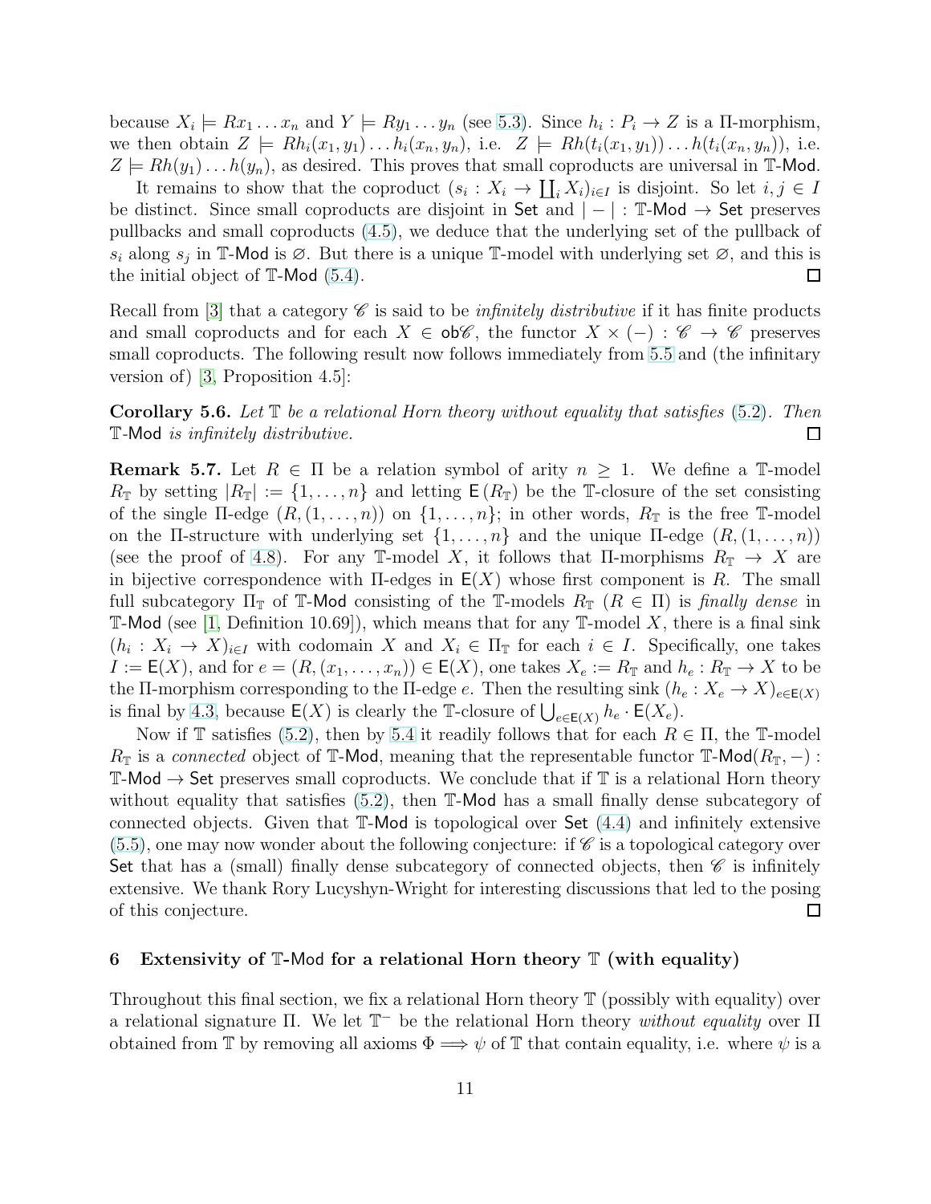because $X_i \models Rx_1 \ldots x_n$ and $Y \models Ry_1 \ldots y_n$ (see 5.3). Since $h_i : P_i \to Z$ is a $\Pi$-morphism, we then obtain $Z \models Rh_i(x_1, y_1) \ldots h_i(x_n, y_n)$, i.e. $Z \models Rh(t_i(x_1, y_1)) \ldots h(t_i(x_n, y_n))$, i.e. $Z \models Rh(y_1) \ldots h(y_n)$, as desired. This proves that small coproducts are universal in $\mathbb{T}$-$\mathsf{Mod}$.

It remains to show that the coproduct $(s_i : X_i \to \coprod_i X_i)_{i \in I}$ is disjoint. So let $i, j \in I$ be distinct. Since small coproducts are disjoint in $\mathsf{Set}$ and $|-| : \mathbb{T}\text{-}\mathsf{Mod} \to \mathsf{Set}$ preserves pullbacks and small coproducts (4.5), we deduce that the underlying set of the pullback of $s_i$ along $s_j$ in $\mathbb{T}$-$\mathsf{Mod}$ is $\varnothing$. But there is a unique $\mathbb{T}$-model with underlying set $\varnothing$, and this is the initial object of $\mathbb{T}$-$\mathsf{Mod}$ (5.4). $\square$

Recall from [3] that a category $\mathscr{C}$ is said to be *infinitely distributive* if it has finite products and small coproducts and for each $X \in \mathsf{ob}\mathscr{C}$, the functor $X \times (-) : \mathscr{C} \to \mathscr{C}$ preserves small coproducts. The following result now follows immediately from 5.5 and (the infinitary version of) [3, Proposition 4.5]:

**Corollary 5.6.** *Let $\mathbb{T}$ be a relational Horn theory without equality that satisfies (5.2). Then $\mathbb{T}$-$\mathsf{Mod}$ is infinitely distributive.* $\square$

**Remark 5.7.** Let $R \in \Pi$ be a relation symbol of arity $n \geq 1$. We define a $\mathbb{T}$-model $R_{\mathbb{T}}$ by setting $|R_{\mathbb{T}}| := \{1, \ldots, n\}$ and letting $\mathsf{E}(R_{\mathbb{T}})$ be the $\mathbb{T}$-closure of the set consisting of the single $\Pi$-edge $(R, (1, \ldots, n))$ on $\{1, \ldots, n\}$; in other words, $R_{\mathbb{T}}$ is the free $\mathbb{T}$-model on the $\Pi$-structure with underlying set $\{1, \ldots, n\}$ and the unique $\Pi$-edge $(R, (1, \ldots, n))$ (see the proof of 4.8). For any $\mathbb{T}$-model $X$, it follows that $\Pi$-morphisms $R_{\mathbb{T}} \to X$ are in bijective correspondence with $\Pi$-edges in $\mathsf{E}(X)$ whose first component is $R$. The small full subcategory $\Pi_{\mathbb{T}}$ of $\mathbb{T}$-$\mathsf{Mod}$ consisting of the $\mathbb{T}$-models $R_{\mathbb{T}}$ ($R \in \Pi$) is *finally dense* in $\mathbb{T}$-$\mathsf{Mod}$ (see [1, Definition 10.69]), which means that for any $\mathbb{T}$-model $X$, there is a final sink $(h_i : X_i \to X)_{i \in I}$ with codomain $X$ and $X_i \in \Pi_{\mathbb{T}}$ for each $i \in I$. Specifically, one takes $I := \mathsf{E}(X)$, and for $e = (R, (x_1, \ldots, x_n)) \in \mathsf{E}(X)$, one takes $X_e := R_{\mathbb{T}}$ and $h_e : R_{\mathbb{T}} \to X$ to be the $\Pi$-morphism corresponding to the $\Pi$-edge $e$. Then the resulting sink $(h_e : X_e \to X)_{e \in \mathsf{E}(X)}$ is final by 4.3, because $\mathsf{E}(X)$ is clearly the $\mathbb{T}$-closure of $\bigcup_{e \in \mathsf{E}(X)} h_e \cdot \mathsf{E}(X_e)$.

Now if $\mathbb{T}$ satisfies (5.2), then by 5.4 it readily follows that for each $R \in \Pi$, the $\mathbb{T}$-model $R_{\mathbb{T}}$ is a *connected* object of $\mathbb{T}$-$\mathsf{Mod}$, meaning that the representable functor $\mathbb{T}\text{-}\mathsf{Mod}(R_{\mathbb{T}}, -) : \mathbb{T}\text{-}\mathsf{Mod} \to \mathsf{Set}$ preserves small coproducts. We conclude that if $\mathbb{T}$ is a relational Horn theory without equality that satisfies (5.2), then $\mathbb{T}$-$\mathsf{Mod}$ has a small finally dense subcategory of connected objects. Given that $\mathbb{T}$-$\mathsf{Mod}$ is topological over $\mathsf{Set}$ (4.4) and infinitely extensive (5.5), one may now wonder about the following conjecture: if $\mathscr{C}$ is a topological category over $\mathsf{Set}$ that has a (small) finally dense subcategory of connected objects, then $\mathscr{C}$ is infinitely extensive. We thank Rory Lucyshyn-Wright for interesting discussions that led to the posing of this conjecture. $\square$

## 6 Extensivity of $\mathbb{T}$-$\mathsf{Mod}$ for a relational Horn theory $\mathbb{T}$ (with equality)

Throughout this final section, we fix a relational Horn theory $\mathbb{T}$ (possibly with equality) over a relational signature $\Pi$. We let $\mathbb{T}^-$ be the relational Horn theory *without equality* over $\Pi$ obtained from $\mathbb{T}$ by removing all axioms $\Phi \Longrightarrow \psi$ of $\mathbb{T}$ that contain equality, i.e. where $\psi$ is a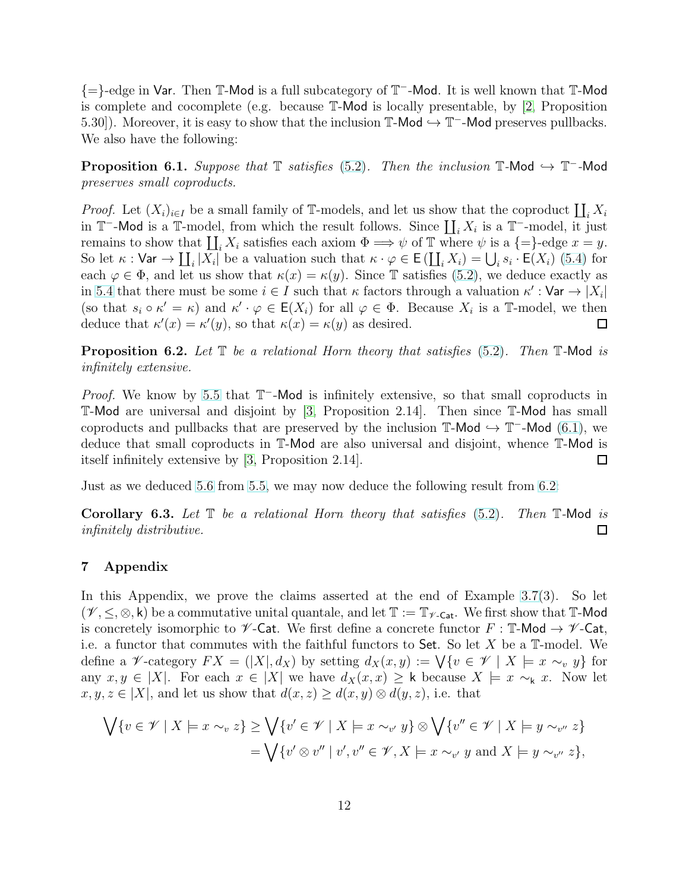$\{=\}$-edge in $\mathsf{Var}$. Then $\mathbb{T}$-$\mathsf{Mod}$ is a full subcategory of $\mathbb{T}^{-}$-$\mathsf{Mod}$. It is well known that $\mathbb{T}$-$\mathsf{Mod}$ is complete and cocomplete (e.g. because $\mathbb{T}$-$\mathsf{Mod}$ is locally presentable, by [2, Proposition 5.30]). Moreover, it is easy to show that the inclusion $\mathbb{T}\text{-}\mathsf{Mod} \hookrightarrow \mathbb{T}^{-}\text{-}\mathsf{Mod}$ preserves pullbacks. We also have the following:

**Proposition 6.1.** *Suppose that $\mathbb{T}$ satisfies (5.2). Then the inclusion $\mathbb{T}\text{-}\mathsf{Mod} \hookrightarrow \mathbb{T}^{-}\text{-}\mathsf{Mod}$ preserves small coproducts.*

*Proof.* Let $(X_i)_{i \in I}$ be a small family of $\mathbb{T}$-models, and let us show that the coproduct $\coprod_i X_i$ in $\mathbb{T}^{-}$-$\mathsf{Mod}$ is a $\mathbb{T}$-model, from which the result follows. Since $\coprod_i X_i$ is a $\mathbb{T}^{-}$-model, it just remains to show that $\coprod_i X_i$ satisfies each axiom $\Phi \Longrightarrow \psi$ of $\mathbb{T}$ where $\psi$ is a $\{=\}$-edge $x = y$. So let $\kappa : \mathsf{Var} \to \coprod_i |X_i|$ be a valuation such that $\kappa \cdot \varphi \in \mathsf{E}\left(\coprod_i X_i\right) = \bigcup_i s_i \cdot \mathsf{E}(X_i)$ (5.4) for each $\varphi \in \Phi$, and let us show that $\kappa(x) = \kappa(y)$. Since $\mathbb{T}$ satisfies (5.2), we deduce exactly as in 5.4 that there must be some $i \in I$ such that $\kappa$ factors through a valuation $\kappa' : \mathsf{Var} \to |X_i|$ (so that $s_i \circ \kappa' = \kappa$) and $\kappa' \cdot \varphi \in \mathsf{E}(X_i)$ for all $\varphi \in \Phi$. Because $X_i$ is a $\mathbb{T}$-model, we then deduce that $\kappa'(x) = \kappa'(y)$, so that $\kappa(x) = \kappa(y)$ as desired. □

**Proposition 6.2.** *Let $\mathbb{T}$ be a relational Horn theory that satisfies (5.2). Then $\mathbb{T}$-$\mathsf{Mod}$ is infinitely extensive.*

*Proof.* We know by 5.5 that $\mathbb{T}^{-}$-$\mathsf{Mod}$ is infinitely extensive, so that small coproducts in $\mathbb{T}$-$\mathsf{Mod}$ are universal and disjoint by [3, Proposition 2.14]. Then since $\mathbb{T}$-$\mathsf{Mod}$ has small coproducts and pullbacks that are preserved by the inclusion $\mathbb{T}\text{-}\mathsf{Mod} \hookrightarrow \mathbb{T}^{-}\text{-}\mathsf{Mod}$ (6.1), we deduce that small coproducts in $\mathbb{T}$-$\mathsf{Mod}$ are also universal and disjoint, whence $\mathbb{T}$-$\mathsf{Mod}$ is itself infinitely extensive by [3, Proposition 2.14]. □

Just as we deduced 5.6 from 5.5, we may now deduce the following result from 6.2:

**Corollary 6.3.** *Let $\mathbb{T}$ be a relational Horn theory that satisfies (5.2). Then $\mathbb{T}$-$\mathsf{Mod}$ is infinitely distributive.* □

## 7 Appendix

In this Appendix, we prove the claims asserted at the end of Example 3.7(3). So let $(\mathscr{V}, \leq, \otimes, \mathsf{k})$ be a commutative unital quantale, and let $\mathbb{T} := \mathbb{T}_{\mathscr{V}\text{-}\mathsf{Cat}}$. We first show that $\mathbb{T}$-$\mathsf{Mod}$ is concretely isomorphic to $\mathscr{V}$-$\mathsf{Cat}$. We first define a concrete functor $F : \mathbb{T}\text{-}\mathsf{Mod} \to \mathscr{V}\text{-}\mathsf{Cat}$, i.e. a functor that commutes with the faithful functors to $\mathsf{Set}$. So let $X$ be a $\mathbb{T}$-model. We define a $\mathscr{V}$-category $FX = (|X|, d_X)$ by setting $d_X(x, y) := \bigvee\{v \in \mathscr{V} \mid X \models x \sim_v y\}$ for any $x, y \in |X|$. For each $x \in |X|$ we have $d_X(x, x) \geq \mathsf{k}$ because $X \models x \sim_{\mathsf{k}} x$. Now let $x, y, z \in |X|$, and let us show that $d(x, z) \geq d(x, y) \otimes d(y, z)$, i.e. that

$$
\begin{aligned}
\bigvee\{v \in \mathscr{V} \mid X \models x \sim_v z\} &\geq \bigvee\{v' \in \mathscr{V} \mid X \models x \sim_{v'} y\} \otimes \bigvee\{v'' \in \mathscr{V} \mid X \models y \sim_{v''} z\} \\
&= \bigvee\{v' \otimes v'' \mid v', v'' \in \mathscr{V}, X \models x \sim_{v'} y \text{ and } X \models y \sim_{v''} z\},
\end{aligned}
$$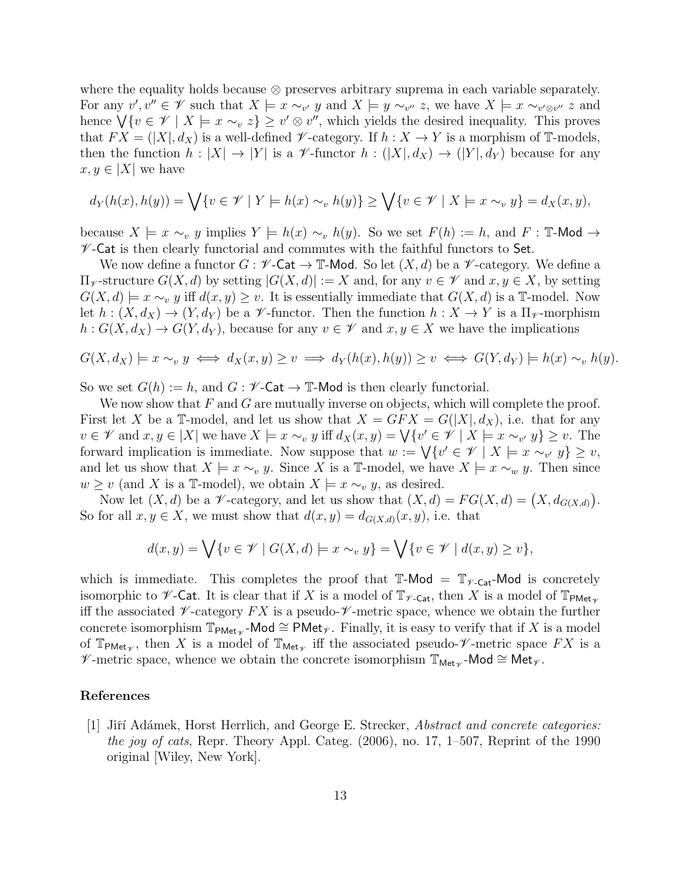where the equality holds because $\otimes$ preserves arbitrary suprema in each variable separately. For any $v', v'' \in \mathscr{V}$ such that $X \models x \sim_{v'} y$ and $X \models y \sim_{v''} z$, we have $X \models x \sim_{v' \otimes v''} z$ and hence $\bigvee\{v \in \mathscr{V} \mid X \models x \sim_v z\} \geq v' \otimes v''$, which yields the desired inequality. This proves that $FX = (|X|, d_X)$ is a well-defined $\mathscr{V}$-category. If $h : X \to Y$ is a morphism of $\mathbb{T}$-models, then the function $h : |X| \to |Y|$ is a $\mathscr{V}$-functor $h : (|X|, d_X) \to (|Y|, d_Y)$ because for any $x, y \in |X|$ we have

$$d_Y(h(x), h(y)) = \bigvee\{v \in \mathscr{V} \mid Y \models h(x) \sim_v h(y)\} \geq \bigvee\{v \in \mathscr{V} \mid X \models x \sim_v y\} = d_X(x, y),$$

because $X \models x \sim_v y$ implies $Y \models h(x) \sim_v h(y)$. So we set $F(h) := h$, and $F : \mathbb{T}\text{-}\mathsf{Mod} \to \mathscr{V}\text{-}\mathsf{Cat}$ is then clearly functorial and commutes with the faithful functors to $\mathsf{Set}$.

We now define a functor $G : \mathscr{V}\text{-}\mathsf{Cat} \to \mathbb{T}\text{-}\mathsf{Mod}$. So let $(X, d)$ be a $\mathscr{V}$-category. We define a $\Pi_{\mathscr{V}}$-structure $G(X, d)$ by setting $|G(X, d)| := X$ and, for any $v \in \mathscr{V}$ and $x, y \in X$, by setting $G(X, d) \models x \sim_v y$ iff $d(x, y) \geq v$. It is essentially immediate that $G(X, d)$ is a $\mathbb{T}$-model. Now let $h : (X, d_X) \to (Y, d_Y)$ be a $\mathscr{V}$-functor. Then the function $h : X \to Y$ is a $\Pi_{\mathscr{V}}$-morphism $h : G(X, d_X) \to G(Y, d_Y)$, because for any $v \in \mathscr{V}$ and $x, y \in X$ we have the implications

$$G(X, d_X) \models x \sim_v y \iff d_X(x, y) \geq v \implies d_Y(h(x), h(y)) \geq v \iff G(Y, d_Y) \models h(x) \sim_v h(y).$$

So we set $G(h) := h$, and $G : \mathscr{V}\text{-}\mathsf{Cat} \to \mathbb{T}\text{-}\mathsf{Mod}$ is then clearly functorial.

We now show that $F$ and $G$ are mutually inverse on objects, which will complete the proof. First let $X$ be a $\mathbb{T}$-model, and let us show that $X = GFX = G(|X|, d_X)$, i.e. that for any $v \in \mathscr{V}$ and $x, y \in |X|$ we have $X \models x \sim_v y$ iff $d_X(x, y) = \bigvee\{v' \in \mathscr{V} \mid X \models x \sim_{v'} y\} \geq v$. The forward implication is immediate. Now suppose that $w := \bigvee\{v' \in \mathscr{V} \mid X \models x \sim_{v'} y\} \geq v$, and let us show that $X \models x \sim_v y$. Since $X$ is a $\mathbb{T}$-model, we have $X \models x \sim_w y$. Then since $w \geq v$ (and $X$ is a $\mathbb{T}$-model), we obtain $X \models x \sim_v y$, as desired.

Now let $(X, d)$ be a $\mathscr{V}$-category, and let us show that $(X, d) = FG(X, d) = \big(X, d_{G(X,d)}\big)$. So for all $x, y \in X$, we must show that $d(x, y) = d_{G(X,d)}(x, y)$, i.e. that

$$d(x, y) = \bigvee\{v \in \mathscr{V} \mid G(X, d) \models x \sim_v y\} = \bigvee\{v \in \mathscr{V} \mid d(x, y) \geq v\},$$

which is immediate. This completes the proof that $\mathbb{T}\text{-}\mathsf{Mod} = \mathbb{T}_{\mathscr{V}\text{-}\mathsf{Cat}}\text{-}\mathsf{Mod}$ is concretely isomorphic to $\mathscr{V}\text{-}\mathsf{Cat}$. It is clear that if $X$ is a model of $\mathbb{T}_{\mathscr{V}\text{-}\mathsf{Cat}}$, then $X$ is a model of $\mathbb{T}_{\mathsf{PMet}_{\mathscr{V}}}$ iff the associated $\mathscr{V}$-category $FX$ is a pseudo-$\mathscr{V}$-metric space, whence we obtain the further concrete isomorphism $\mathbb{T}_{\mathsf{PMet}_{\mathscr{V}}}\text{-}\mathsf{Mod} \cong \mathsf{PMet}_{\mathscr{V}}$. Finally, it is easy to verify that if $X$ is a model of $\mathbb{T}_{\mathsf{PMet}_{\mathscr{V}}}$, then $X$ is a model of $\mathbb{T}_{\mathsf{Met}_{\mathscr{V}}}$ iff the associated pseudo-$\mathscr{V}$-metric space $FX$ is a $\mathscr{V}$-metric space, whence we obtain the concrete isomorphism $\mathbb{T}_{\mathsf{Met}_{\mathscr{V}}}\text{-}\mathsf{Mod} \cong \mathsf{Met}_{\mathscr{V}}$.

## References

[1] Jiří Adámek, Horst Herrlich, and George E. Strecker, *Abstract and concrete categories: the joy of cats*, Repr. Theory Appl. Categ. (2006), no. 17, 1–507, Reprint of the 1990 original [Wiley, New York].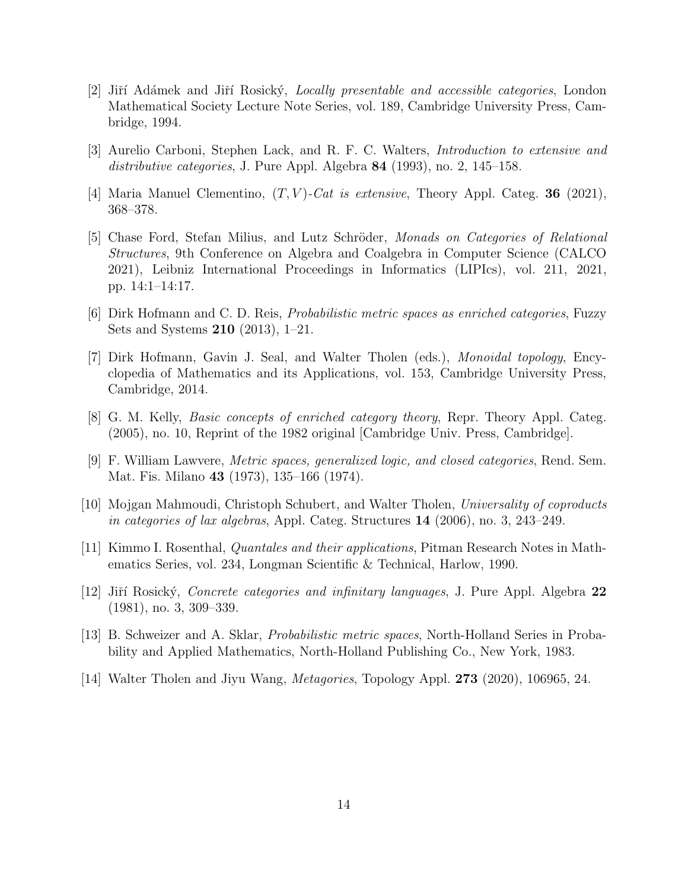[2] Jiří Adámek and Jiří Rosický, *Locally presentable and accessible categories*, London Mathematical Society Lecture Note Series, vol. 189, Cambridge University Press, Cambridge, 1994.

[3] Aurelio Carboni, Stephen Lack, and R. F. C. Walters, *Introduction to extensive and distributive categories*, J. Pure Appl. Algebra **84** (1993), no. 2, 145–158.

[4] Maria Manuel Clementino, *$(T, V)$-Cat is extensive*, Theory Appl. Categ. **36** (2021), 368–378.

[5] Chase Ford, Stefan Milius, and Lutz Schröder, *Monads on Categories of Relational Structures*, 9th Conference on Algebra and Coalgebra in Computer Science (CALCO 2021), Leibniz International Proceedings in Informatics (LIPIcs), vol. 211, 2021, pp. 14:1–14:17.

[6] Dirk Hofmann and C. D. Reis, *Probabilistic metric spaces as enriched categories*, Fuzzy Sets and Systems **210** (2013), 1–21.

[7] Dirk Hofmann, Gavin J. Seal, and Walter Tholen (eds.), *Monoidal topology*, Encyclopedia of Mathematics and its Applications, vol. 153, Cambridge University Press, Cambridge, 2014.

[8] G. M. Kelly, *Basic concepts of enriched category theory*, Repr. Theory Appl. Categ. (2005), no. 10, Reprint of the 1982 original [Cambridge Univ. Press, Cambridge].

[9] F. William Lawvere, *Metric spaces, generalized logic, and closed categories*, Rend. Sem. Mat. Fis. Milano **43** (1973), 135–166 (1974).

[10] Mojgan Mahmoudi, Christoph Schubert, and Walter Tholen, *Universality of coproducts in categories of lax algebras*, Appl. Categ. Structures **14** (2006), no. 3, 243–249.

[11] Kimmo I. Rosenthal, *Quantales and their applications*, Pitman Research Notes in Mathematics Series, vol. 234, Longman Scientific & Technical, Harlow, 1990.

[12] Jiří Rosický, *Concrete categories and infinitary languages*, J. Pure Appl. Algebra **22** (1981), no. 3, 309–339.

[13] B. Schweizer and A. Sklar, *Probabilistic metric spaces*, North-Holland Series in Probability and Applied Mathematics, North-Holland Publishing Co., New York, 1983.

[14] Walter Tholen and Jiyu Wang, *Metagories*, Topology Appl. **273** (2020), 106965, 24.